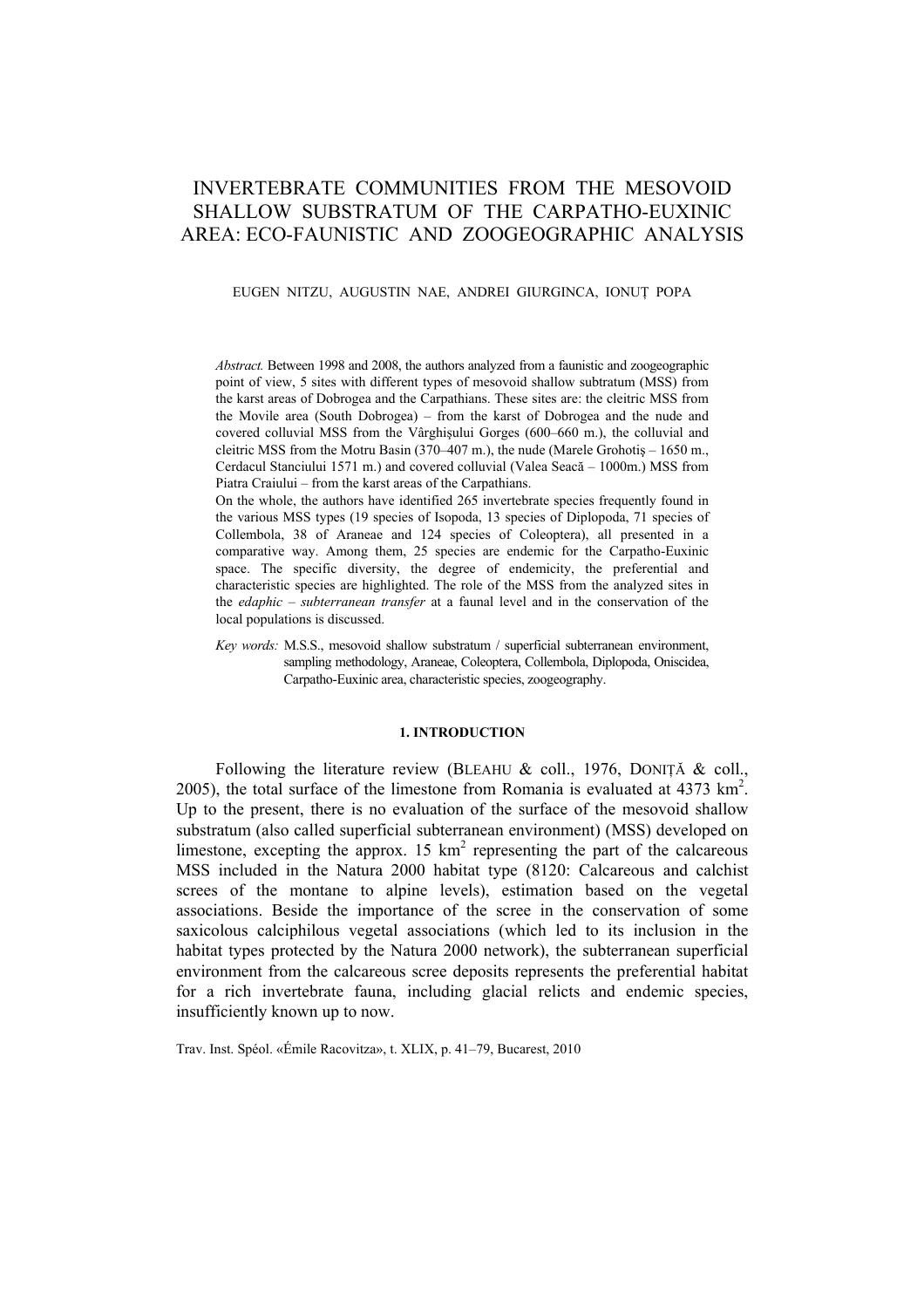# INVERTEBRATE COMMUNITIES FROM THE MESOVOID SHALLOW SUBSTRATUM OF THE CARPATHO-EUXINIC AREA: ECO-FAUNISTIC AND ZOOGEOGRAPHIC ANALYSIS

EUGEN NITZU, AUGUSTIN NAE, ANDREI GIURGINCA, IONUȚ POPA

*Abstract.* Between 1998 and 2008, the authors analyzed from a faunistic and zoogeographic point of view, 5 sites with different types of mesovoid shallow subtratum (MSS) from the karst areas of Dobrogea and the Carpathians. These sites are: the cleitric MSS from the Movile area (South Dobrogea) – from the karst of Dobrogea and the nude and covered colluvial MSS from the Vârghişului Gorges (600–660 m.), the colluvial and cleitric MSS from the Motru Basin (370–407 m.), the nude (Marele Grohotiș – 1650 m., Cerdacul Stanciului 1571 m.) and covered colluvial (Valea Seacă – 1000m.) MSS from Piatra Craiului – from the karst areas of the Carpathians.

On the whole, the authors have identified 265 invertebrate species frequently found in the various MSS types (19 species of Isopoda, 13 species of Diplopoda, 71 species of Collembola, 38 of Araneae and 124 species of Coleoptera), all presented in a comparative way. Among them, 25 species are endemic for the Carpatho-Euxinic space. The specific diversity, the degree of endemicity, the preferential and characteristic species are highlighted. The role of the MSS from the analyzed sites in the *edaphic – subterranean transfer* at a faunal level and in the conservation of the local populations is discussed.

*Key words:* M.S.S., mesovoid shallow substratum / superficial subterranean environment, sampling methodology, Araneae, Coleoptera, Collembola, Diplopoda, Oniscidea, Carpatho-Euxinic area, characteristic species, zoogeography.

## 1. INTRODUCTION

Following the literature review (BLEAHU & coll., 1976, DONIȚĂ & coll., 2005), the total surface of the limestone from Romania is evaluated at 4373 km$^2$. Up to the present, there is no evaluation of the surface of the mesovoid shallow substratum (also called superficial subterranean environment) (MSS) developed on limestone, excepting the approx. 15 km$^2$ representing the part of the calcareous MSS included in the Natura 2000 habitat type (8120: Calcareous and calchist screes of the montane to alpine levels), estimation based on the vegetal associations. Beside the importance of the scree in the conservation of some saxicolous calciphilous vegetal associations (which led to its inclusion in the habitat types protected by the Natura 2000 network), the subterranean superficial environment from the calcareous scree deposits represents the preferential habitat for a rich invertebrate fauna, including glacial relicts and endemic species, insufficiently known up to now.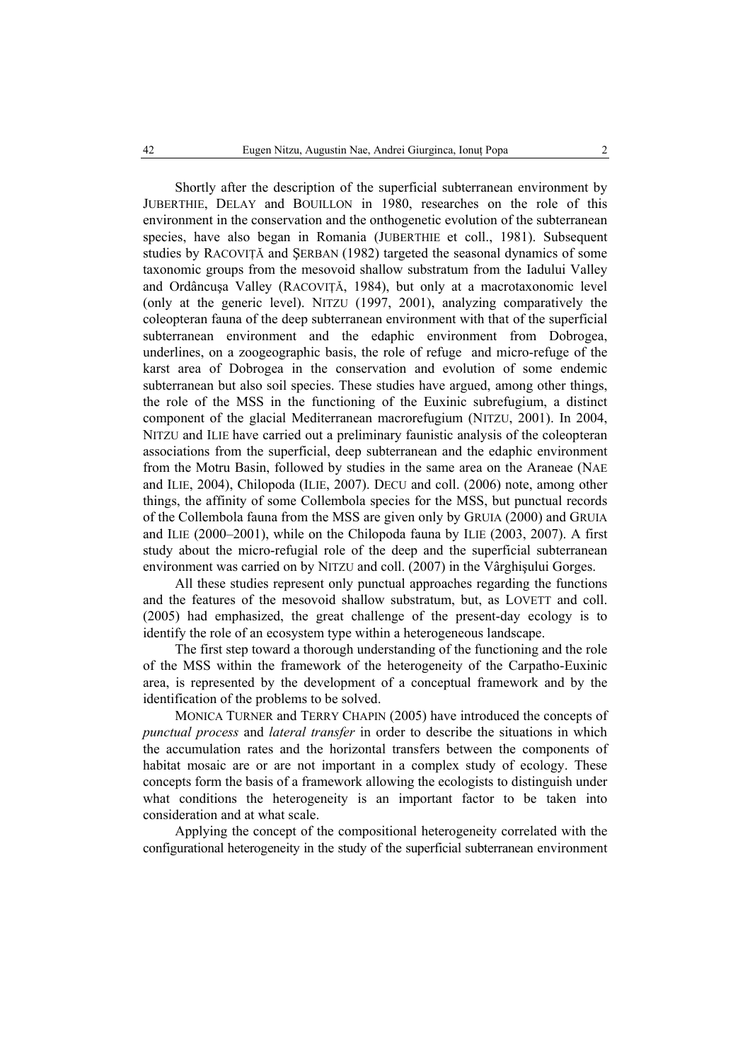Shortly after the description of the superficial subterranean environment by JUBERTHIE, DELAY and BOUILLON in 1980, researches on the role of this environment in the conservation and the onthogenetic evolution of the subterranean species, have also began in Romania (JUBERTHIE et coll., 1981). Subsequent studies by RACOVIȚĂ and ȘERBAN (1982) targeted the seasonal dynamics of some taxonomic groups from the mesovoid shallow substratum from the Iadului Valley and Ordâncușa Valley (RACOVIȚĂ, 1984), but only at a macrotaxonomic level (only at the generic level). NITZU (1997, 2001), analyzing comparatively the coleopteran fauna of the deep subterranean environment with that of the superficial subterranean environment and the edaphic environment from Dobrogea, underlines, on a zoogeographic basis, the role of refuge and micro-refuge of the karst area of Dobrogea in the conservation and evolution of some endemic subterranean but also soil species. These studies have argued, among other things, the role of the MSS in the functioning of the Euxinic subrefugium, a distinct component of the glacial Mediterranean macrorefugium (NITZU, 2001). In 2004, NITZU and ILIE have carried out a preliminary faunistic analysis of the coleopteran associations from the superficial, deep subterranean and the edaphic environment from the Motru Basin, followed by studies in the same area on the Araneae (NAE and ILIE, 2004), Chilopoda (ILIE, 2007). DECU and coll. (2006) note, among other things, the affinity of some Collembola species for the MSS, but punctual records of the Collembola fauna from the MSS are given only by GRUIA (2000) and GRUIA and ILIE (2000–2001), while on the Chilopoda fauna by ILIE (2003, 2007). A first study about the micro-refugial role of the deep and the superficial subterranean environment was carried on by NITZU and coll. (2007) in the Vârghișului Gorges.

All these studies represent only punctual approaches regarding the functions and the features of the mesovoid shallow substratum, but, as LOVETT and coll. (2005) had emphasized, the great challenge of the present-day ecology is to identify the role of an ecosystem type within a heterogeneous landscape.

The first step toward a thorough understanding of the functioning and the role of the MSS within the framework of the heterogeneity of the Carpatho-Euxinic area, is represented by the development of a conceptual framework and by the identification of the problems to be solved.

MONICA TURNER and TERRY CHAPIN (2005) have introduced the concepts of *punctual process* and *lateral transfer* in order to describe the situations in which the accumulation rates and the horizontal transfers between the components of habitat mosaic are or are not important in a complex study of ecology. These concepts form the basis of a framework allowing the ecologists to distinguish under what conditions the heterogeneity is an important factor to be taken into consideration and at what scale.

Applying the concept of the compositional heterogeneity correlated with the configurational heterogeneity in the study of the superficial subterranean environment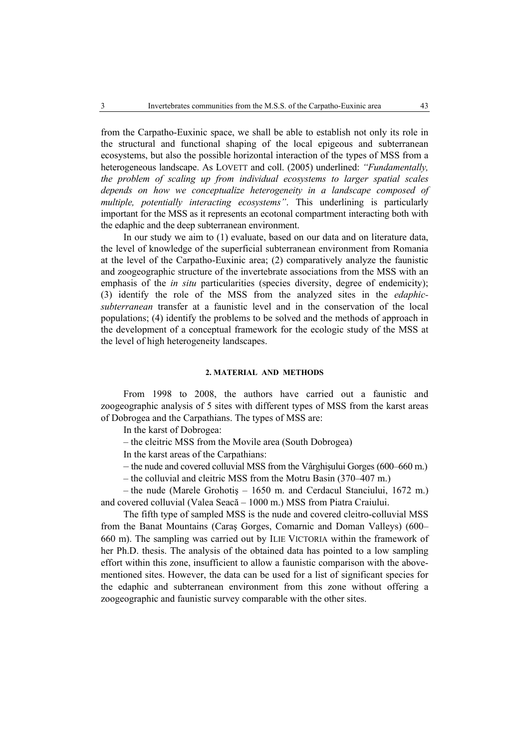from the Carpatho-Euxinic space, we shall be able to establish not only its role in the structural and functional shaping of the local epigeous and subterranean ecosystems, but also the possible horizontal interaction of the types of MSS from a heterogeneous landscape. As LOVETT and coll. (2005) underlined: *"Fundamentally, the problem of scaling up from individual ecosystems to larger spatial scales depends on how we conceptualize heterogeneity in a landscape composed of multiple, potentially interacting ecosystems"*. This underlining is particularly important for the MSS as it represents an ecotonal compartment interacting both with the edaphic and the deep subterranean environment.

In our study we aim to (1) evaluate, based on our data and on literature data, the level of knowledge of the superficial subterranean environment from Romania at the level of the Carpatho-Euxinic area; (2) comparatively analyze the faunistic and zoogeographic structure of the invertebrate associations from the MSS with an emphasis of the *in situ* particularities (species diversity, degree of endemicity); (3) identify the role of the MSS from the analyzed sites in the *edaphic-subterranean* transfer at a faunistic level and in the conservation of the local populations; (4) identify the problems to be solved and the methods of approach in the development of a conceptual framework for the ecologic study of the MSS at the level of high heterogeneity landscapes.

## 2. MATERIAL AND METHODS

From 1998 to 2008, the authors have carried out a faunistic and zoogeographic analysis of 5 sites with different types of MSS from the karst areas of Dobrogea and the Carpathians. The types of MSS are:

In the karst of Dobrogea:

– the cleitric MSS from the Movile area (South Dobrogea)

In the karst areas of the Carpathians:

– the nude and covered colluvial MSS from the Vârghişului Gorges (600–660 m.)

– the colluvial and cleitric MSS from the Motru Basin (370–407 m.)

– the nude (Marele Grohotiş – 1650 m. and Cerdacul Stanciului, 1672 m.) and covered colluvial (Valea Seacă – 1000 m.) MSS from Piatra Craiului.

The fifth type of sampled MSS is the nude and covered cleitro-colluvial MSS from the Banat Mountains (Caraş Gorges, Comarnic and Doman Valleys) (600–660 m). The sampling was carried out by ILIE VICTORIA within the framework of her Ph.D. thesis. The analysis of the obtained data has pointed to a low sampling effort within this zone, insufficient to allow a faunistic comparison with the above-mentioned sites. However, the data can be used for a list of significant species for the edaphic and subterranean environment from this zone without offering a zoogeographic and faunistic survey comparable with the other sites.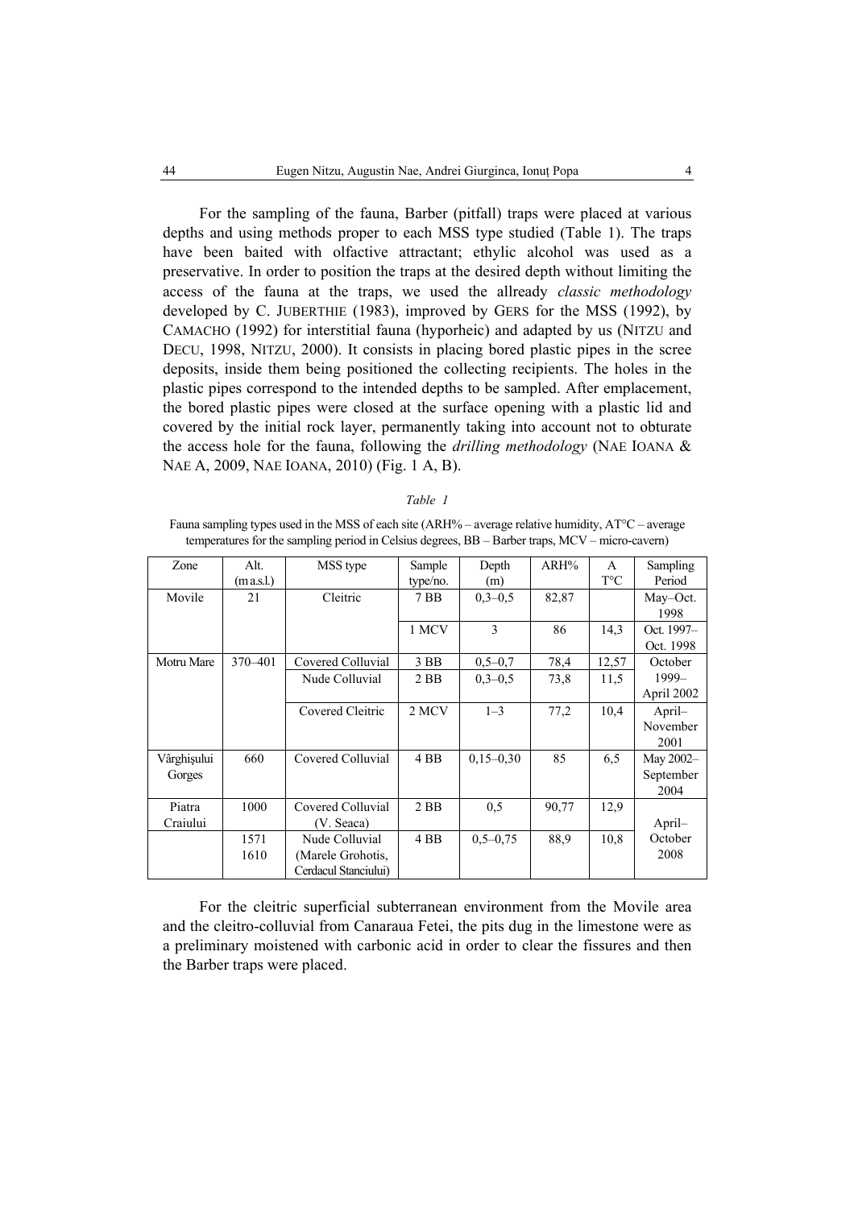For the sampling of the fauna, Barber (pitfall) traps were placed at various depths and using methods proper to each MSS type studied (Table 1). The traps have been baited with olfactive attractant; ethylic alcohol was used as a preservative. In order to position the traps at the desired depth without limiting the access of the fauna at the traps, we used the allready *classic methodology* developed by C. JUBERTHIE (1983), improved by GERS for the MSS (1992), by CAMACHO (1992) for interstitial fauna (hyporheic) and adapted by us (NITZU and DECU, 1998, NITZU, 2000). It consists in placing bored plastic pipes in the scree deposits, inside them being positioned the collecting recipients. The holes in the plastic pipes correspond to the intended depths to be sampled. After emplacement, the bored plastic pipes were closed at the surface opening with a plastic lid and covered by the initial rock layer, permanently taking into account not to obturate the access hole for the fauna, following the *drilling methodology* (NAE IOANA & NAE A, 2009, NAE IOANA, 2010) (Fig. 1 A, B).

*Table 1*

Fauna sampling types used in the MSS of each site (ARH% – average relative humidity, AT°C – average temperatures for the sampling period in Celsius degrees, BB – Barber traps, MCV – micro-cavern)

| Zone | Alt. (m a.s.l.) | MSS type | Sample type/no. | Depth (m) | ARH% | A T°C | Sampling Period |
|---|---|---|---|---|---|---|---|
| Movile | 21 | Cleitric | 7 BB | 0,3–0,5 | 82,87 | | May–Oct. 1998 |
| | | | 1 MCV | 3 | 86 | 14,3 | Oct. 1997–Oct. 1998 |
| Motru Mare | 370–401 | Covered Colluvial | 3 BB | 0,5–0,7 | 78,4 | 12,57 | October 1999–April 2002 |
| | | Nude Colluvial | 2 BB | 0,3–0,5 | 73,8 | 11,5 | |
| | | Covered Cleitric | 2 MCV | 1–3 | 77,2 | 10,4 | April–November 2001 |
| Vârghişului Gorges | 660 | Covered Colluvial | 4 BB | 0,15–0,30 | 85 | 6,5 | May 2002–September 2004 |
| Piatra Craiului | 1000 | Covered Colluvial (V. Seaca) | 2 BB | 0,5 | 90,77 | 12,9 | April–October 2008 |
| | 1571 1610 | Nude Colluvial (Marele Grohotis, Cerdacul Stanciului) | 4 BB | 0,5–0,75 | 88,9 | 10,8 | |

For the cleitric superficial subterranean environment from the Movile area and the cleitro-colluvial from Canaraua Fetei, the pits dug in the limestone were as a preliminary moistened with carbonic acid in order to clear the fissures and then the Barber traps were placed.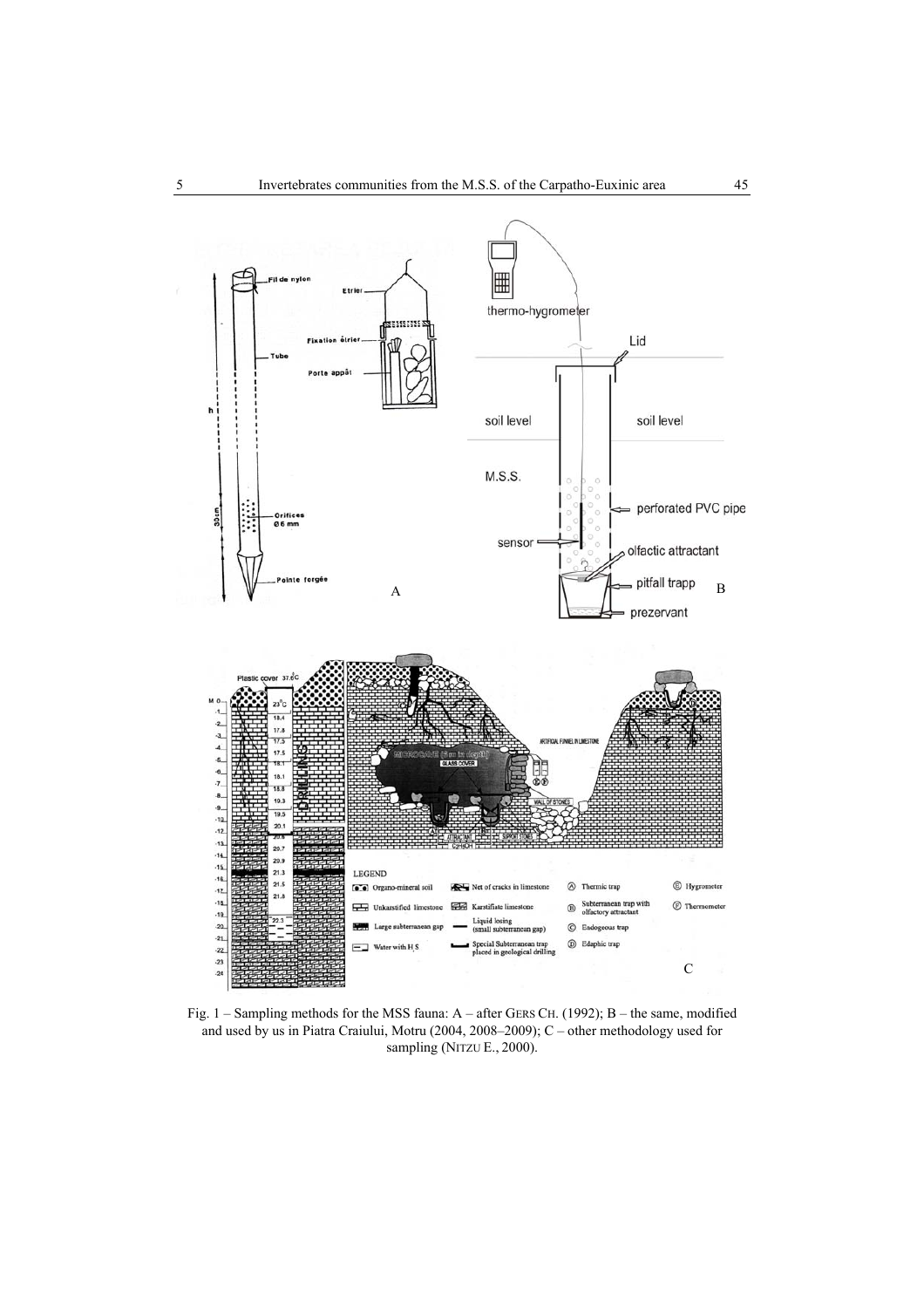Fig. 1 – Sampling methods for the MSS fauna: A – after GERS CH. (1992); B – the same, modified and used by us in Piatra Craiului, Motru (2004, 2008–2009); C – other methodology used for sampling (NITZU E., 2000).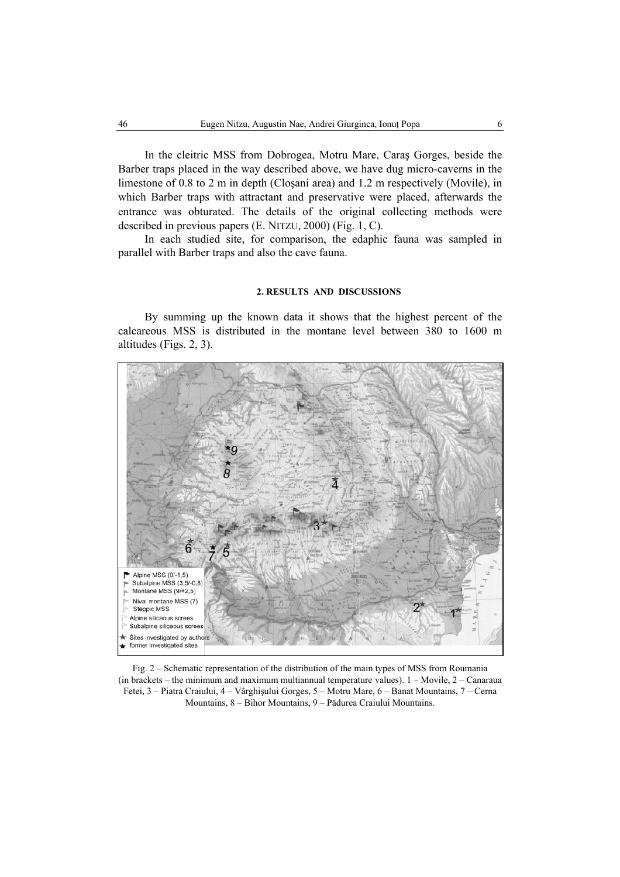In the cleitric MSS from Dobrogea, Motru Mare, Caraş Gorges, beside the Barber traps placed in the way described above, we have dug micro-caverns in the limestone of 0.8 to 2 m in depth (Cloşani area) and 1.2 m respectively (Movile), in which Barber traps with attractant and preservative were placed, afterwards the entrance was obturated. The details of the original collecting methods were described in previous papers (E. NITZU, 2000) (Fig. 1, C).

In each studied site, for comparison, the edaphic fauna was sampled in parallel with Barber traps and also the cave fauna.

## 2. RESULTS AND DISCUSSIONS

By summing up the known data it shows that the highest percent of the calcareous MSS is distributed in the montane level between 380 to 1600 m altitudes (Figs. 2, 3).

Fig. 2 – Schematic representation of the distribution of the main types of MSS from Roumania (in brackets – the minimum and maximum multiannual temperature values). 1 – Movile, 2 – Canaraua Fetei, 3 – Piatra Craiului, 4 – Vârghişului Gorges, 5 – Motru Mare, 6 – Banat Mountains, 7 – Cerna Mountains, 8 – Bihor Mountains, 9 – Pădurea Craiului Mountains.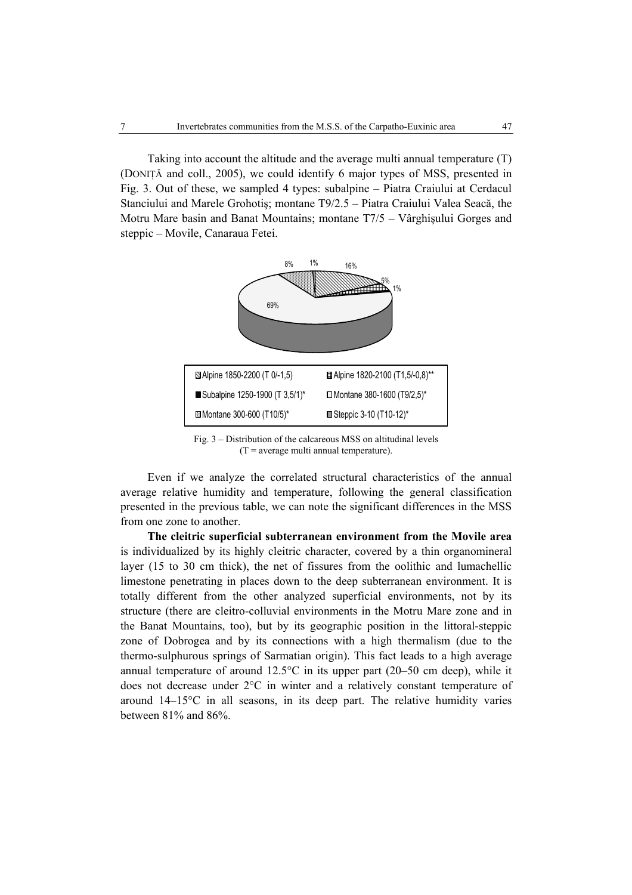Taking into account the altitude and the average multi annual temperature (T) (DONIȚĂ and coll., 2005), we could identify 6 major types of MSS, presented in Fig. 3. Out of these, we sampled 4 types: subalpine – Piatra Craiului at Cerdacul Stanciului and Marele Grohotiş; montane T9/2.5 – Piatra Craiului Valea Seacă, the Motru Mare basin and Banat Mountains; montane T7/5 – Vârghişului Gorges and steppic – Movile, Canaraua Fetei.

| Altitudinal level | Share |
|---|---|
| Alpine 1850-2200 (T 0/-1,5) | 16% |
| Alpine 1820-2100 (T1,5/-0,8)** | 5% |
| Subalpine 1250-1900 (T 3,5/1)* | 1% |
| Montane 380-1600 (T9/2,5)* | 69% |
| Montane 300-600 (T10/5)* | 8% |
| Steppic 3-10 (T10-12)* | 1% |

Fig. 3 – Distribution of the calcareous MSS on altitudinal levels (T = average multi annual temperature).

Even if we analyze the correlated structural characteristics of the annual average relative humidity and temperature, following the general classification presented in the previous table, we can note the significant differences in the MSS from one zone to another.

**The cleitric superficial subterranean environment from the Movile area** is individualized by its highly cleitric character, covered by a thin organomineral layer (15 to 30 cm thick), the net of fissures from the oolithic and lumachellic limestone penetrating in places down to the deep subterranean environment. It is totally different from the other analyzed superficial environments, not by its structure (there are cleitro-colluvial environments in the Motru Mare zone and in the Banat Mountains, too), but by its geographic position in the littoral-steppic zone of Dobrogea and by its connections with a high thermalism (due to the thermo-sulphurous springs of Sarmatian origin). This fact leads to a high average annual temperature of around 12.5°C in its upper part (20–50 cm deep), while it does not decrease under 2°C in winter and a relatively constant temperature of around 14–15°C in all seasons, in its deep part. The relative humidity varies between 81% and 86%.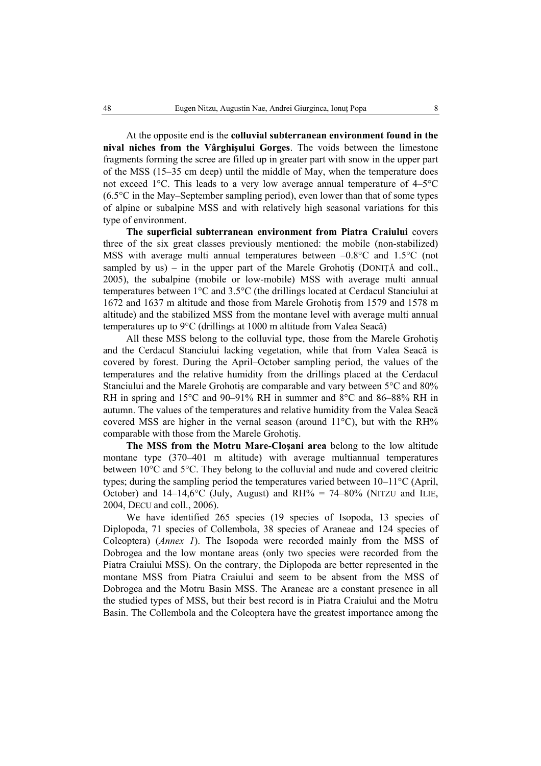At the opposite end is the **colluvial subterranean environment found in the nival niches from the Vârghişului Gorges**. The voids between the limestone fragments forming the scree are filled up in greater part with snow in the upper part of the MSS (15–35 cm deep) until the middle of May, when the temperature does not exceed 1°C. This leads to a very low average annual temperature of 4–5°C (6.5°C in the May–September sampling period), even lower than that of some types of alpine or subalpine MSS and with relatively high seasonal variations for this type of environment.

**The superficial subterranean environment from Piatra Craiului** covers three of the six great classes previously mentioned: the mobile (non-stabilized) MSS with average multi annual temperatures between –0.8°C and 1.5°C (not sampled by us) – in the upper part of the Marele Grohotiş (DONIŢĂ and coll., 2005), the subalpine (mobile or low-mobile) MSS with average multi annual temperatures between 1°C and 3.5°C (the drillings located at Cerdacul Stanciului at 1672 and 1637 m altitude and those from Marele Grohotiş from 1579 and 1578 m altitude) and the stabilized MSS from the montane level with average multi annual temperatures up to 9°C (drillings at 1000 m altitude from Valea Seacă)

All these MSS belong to the colluvial type, those from the Marele Grohotiş and the Cerdacul Stanciului lacking vegetation, while that from Valea Seacă is covered by forest. During the April–October sampling period, the values of the temperatures and the relative humidity from the drillings placed at the Cerdacul Stanciului and the Marele Grohotiş are comparable and vary between 5°C and 80% RH in spring and 15°C and 90–91% RH in summer and 8°C and 86–88% RH in autumn. The values of the temperatures and relative humidity from the Valea Seacă covered MSS are higher in the vernal season (around 11°C), but with the RH% comparable with those from the Marele Grohotiş.

**The MSS from the Motru Mare-Cloşani area** belong to the low altitude montane type (370–401 m altitude) with average multiannual temperatures between 10°C and 5°C. They belong to the colluvial and nude and covered cleitric types; during the sampling period the temperatures varied between 10–11°C (April, October) and 14–14,6°C (July, August) and RH% = 74–80% (NITZU and ILIE, 2004, DECU and coll., 2006).

We have identified 265 species (19 species of Isopoda, 13 species of Diplopoda, 71 species of Collembola, 38 species of Araneae and 124 species of Coleoptera) (*Annex 1*). The Isopoda were recorded mainly from the MSS of Dobrogea and the low montane areas (only two species were recorded from the Piatra Craiului MSS). On the contrary, the Diplopoda are better represented in the montane MSS from Piatra Craiului and seem to be absent from the MSS of Dobrogea and the Motru Basin MSS. The Araneae are a constant presence in all the studied types of MSS, but their best record is in Piatra Craiului and the Motru Basin. The Collembola and the Coleoptera have the greatest importance among the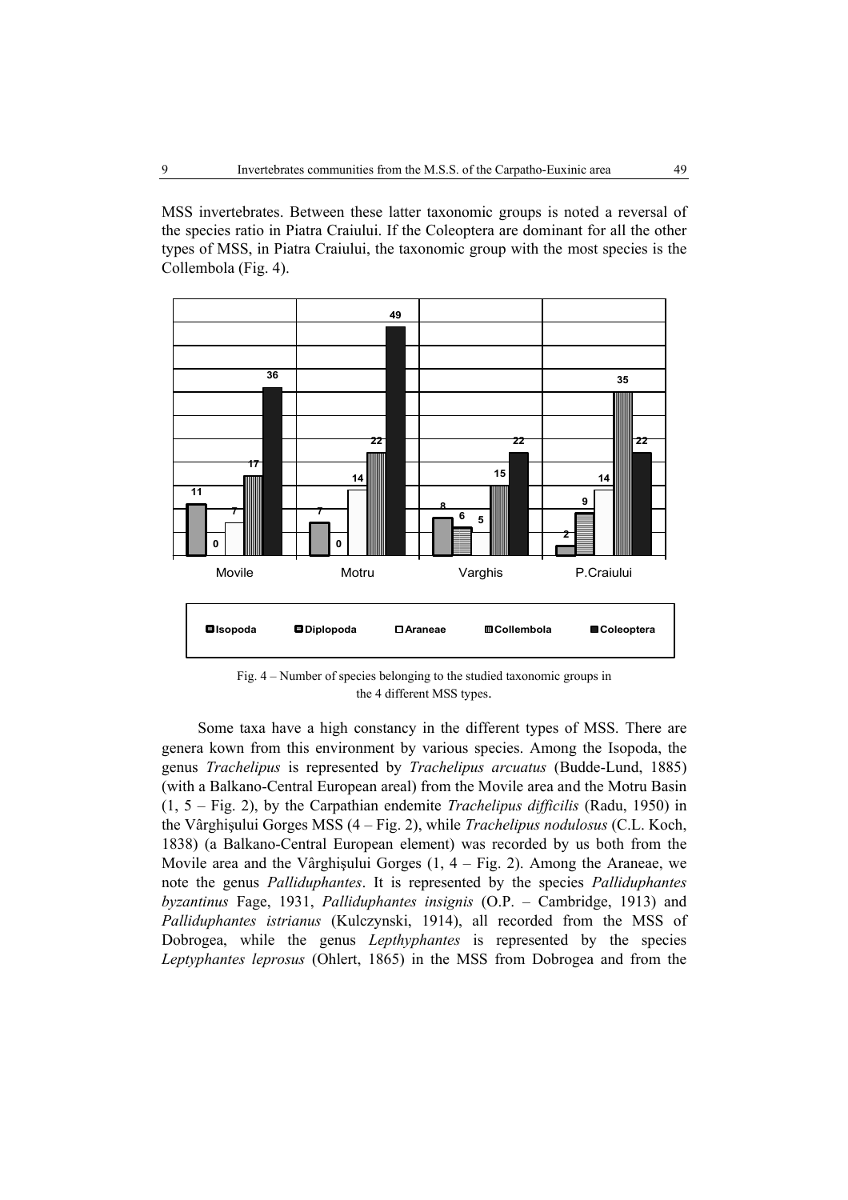MSS invertebrates. Between these latter taxonomic groups is noted a reversal of the species ratio in Piatra Craiului. If the Coleoptera are dominant for all the other types of MSS, in Piatra Craiului, the taxonomic group with the most species is the Collembola (Fig. 4).

| | Isopoda | Diplopoda | Araneae | Collembola | Coleoptera |
|---|---|---|---|---|---|
| Movile | 11 | 0 | 7 | 17 | 36 |
| Motru | 7 | 0 | 14 | 22 | 49 |
| Varghis | 8 | 6 | 5 | 15 | 22 |
| P.Craiului | 2 | 9 | 14 | 35 | 22 |

Fig. 4 – Number of species belonging to the studied taxonomic groups in the 4 different MSS types.

Some taxa have a high constancy in the different types of MSS. There are genera kown from this environment by various species. Among the Isopoda, the genus *Trachelipus* is represented by *Trachelipus arcuatus* (Budde-Lund, 1885) (with a Balkano-Central European areal) from the Movile area and the Motru Basin (1, 5 – Fig. 2), by the Carpathian endemite *Trachelipus difficilis* (Radu, 1950) in the Vârghişului Gorges MSS (4 – Fig. 2), while *Trachelipus nodulosus* (C.L. Koch, 1838) (a Balkano-Central European element) was recorded by us both from the Movile area and the Vârghişului Gorges (1, 4 – Fig. 2). Among the Araneae, we note the genus *Palliduphantes*. It is represented by the species *Palliduphantes byzantinus* Fage, 1931, *Palliduphantes insignis* (O.P. – Cambridge, 1913) and *Palliduphantes istrianus* (Kulczynski, 1914), all recorded from the MSS of Dobrogea, while the genus *Lepthyphantes* is represented by the species *Leptyphantes leprosus* (Ohlert, 1865) in the MSS from Dobrogea and from the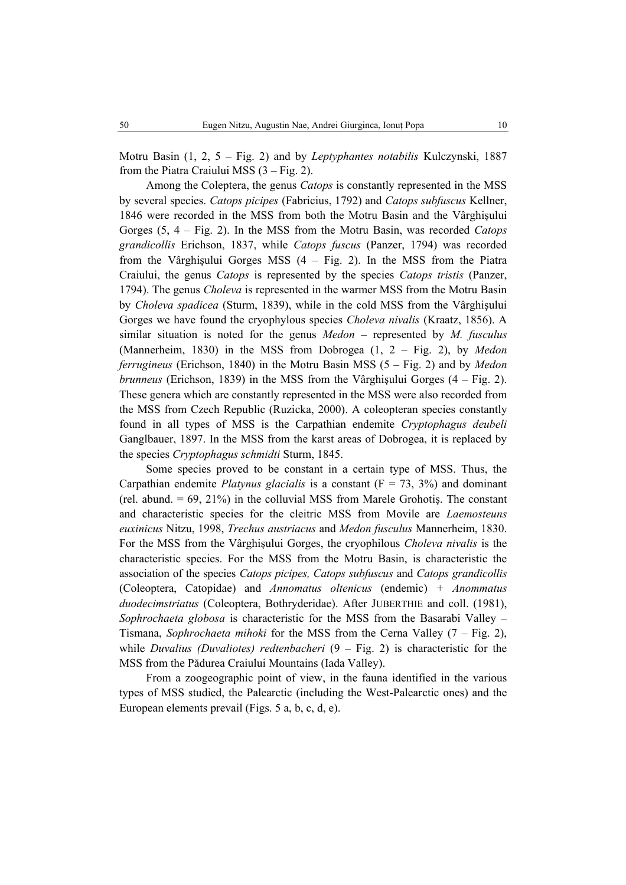Motru Basin (1, 2, 5 – Fig. 2) and by *Leptyphantes notabilis* Kulczynski, 1887 from the Piatra Craiului MSS (3 – Fig. 2).

Among the Coleptera, the genus *Catops* is constantly represented in the MSS by several species. *Catops picipes* (Fabricius, 1792) and *Catops subfuscus* Kellner, 1846 were recorded in the MSS from both the Motru Basin and the Vârghişului Gorges (5, 4 – Fig. 2). In the MSS from the Motru Basin, was recorded *Catops grandicollis* Erichson, 1837, while *Catops fuscus* (Panzer, 1794) was recorded from the Vârghişului Gorges MSS (4 – Fig. 2). In the MSS from the Piatra Craiului, the genus *Catops* is represented by the species *Catops tristis* (Panzer, 1794). The genus *Choleva* is represented in the warmer MSS from the Motru Basin by *Choleva spadicea* (Sturm, 1839), while in the cold MSS from the Vârghişului Gorges we have found the cryophylous species *Choleva nivalis* (Kraatz, 1856). A similar situation is noted for the genus *Medon* – represented by *M. fusculus* (Mannerheim, 1830) in the MSS from Dobrogea (1, 2 – Fig. 2), by *Medon ferrugineus* (Erichson, 1840) in the Motru Basin MSS (5 – Fig. 2) and by *Medon brunneus* (Erichson, 1839) in the MSS from the Vârghişului Gorges (4 – Fig. 2). These genera which are constantly represented in the MSS were also recorded from the MSS from Czech Republic (Ruzicka, 2000). A coleopteran species constantly found in all types of MSS is the Carpathian endemite *Cryptophagus deubeli* Ganglbauer, 1897. In the MSS from the karst areas of Dobrogea, it is replaced by the species *Cryptophagus schmidti* Sturm, 1845.

Some species proved to be constant in a certain type of MSS. Thus, the Carpathian endemite *Platynus glacialis* is a constant (F = 73, 3%) and dominant (rel. abund. = 69, 21%) in the colluvial MSS from Marele Grohotiş. The constant and characteristic species for the cleitric MSS from Movile are *Laemosteuns euxinicus* Nitzu, 1998, *Trechus austriacus* and *Medon fusculus* Mannerheim, 1830. For the MSS from the Vârghişului Gorges, the cryophilous *Choleva nivalis* is the characteristic species. For the MSS from the Motru Basin, is characteristic the association of the species *Catops picipes, Catops subfuscus* and *Catops grandicollis* (Coleoptera, Catopidae) and *Annomatus oltenicus* (endemic) + *Anommatus duodecimstriatus* (Coleoptera, Bothryderidae). After JUBERTHIE and coll. (1981), *Sophrochaeta globosa* is characteristic for the MSS from the Basarabi Valley – Tismana, *Sophrochaeta mihoki* for the MSS from the Cerna Valley (7 – Fig. 2), while *Duvalius (Duvaliotes) redtenbacheri* (9 – Fig. 2) is characteristic for the MSS from the Pădurea Craiului Mountains (Iada Valley).

From a zoogeographic point of view, in the fauna identified in the various types of MSS studied, the Palearctic (including the West-Palearctic ones) and the European elements prevail (Figs. 5 a, b, c, d, e).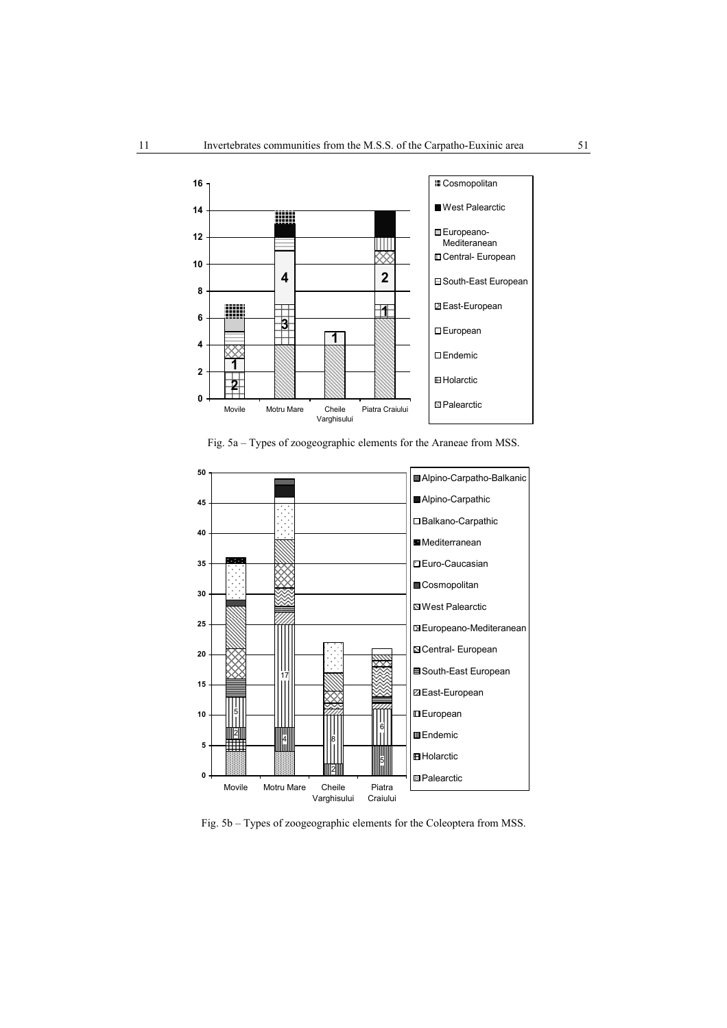Fig. 5a – Types of zoogeographic elements for the Araneae from MSS.

Fig. 5b – Types of zoogeographic elements for the Coleoptera from MSS.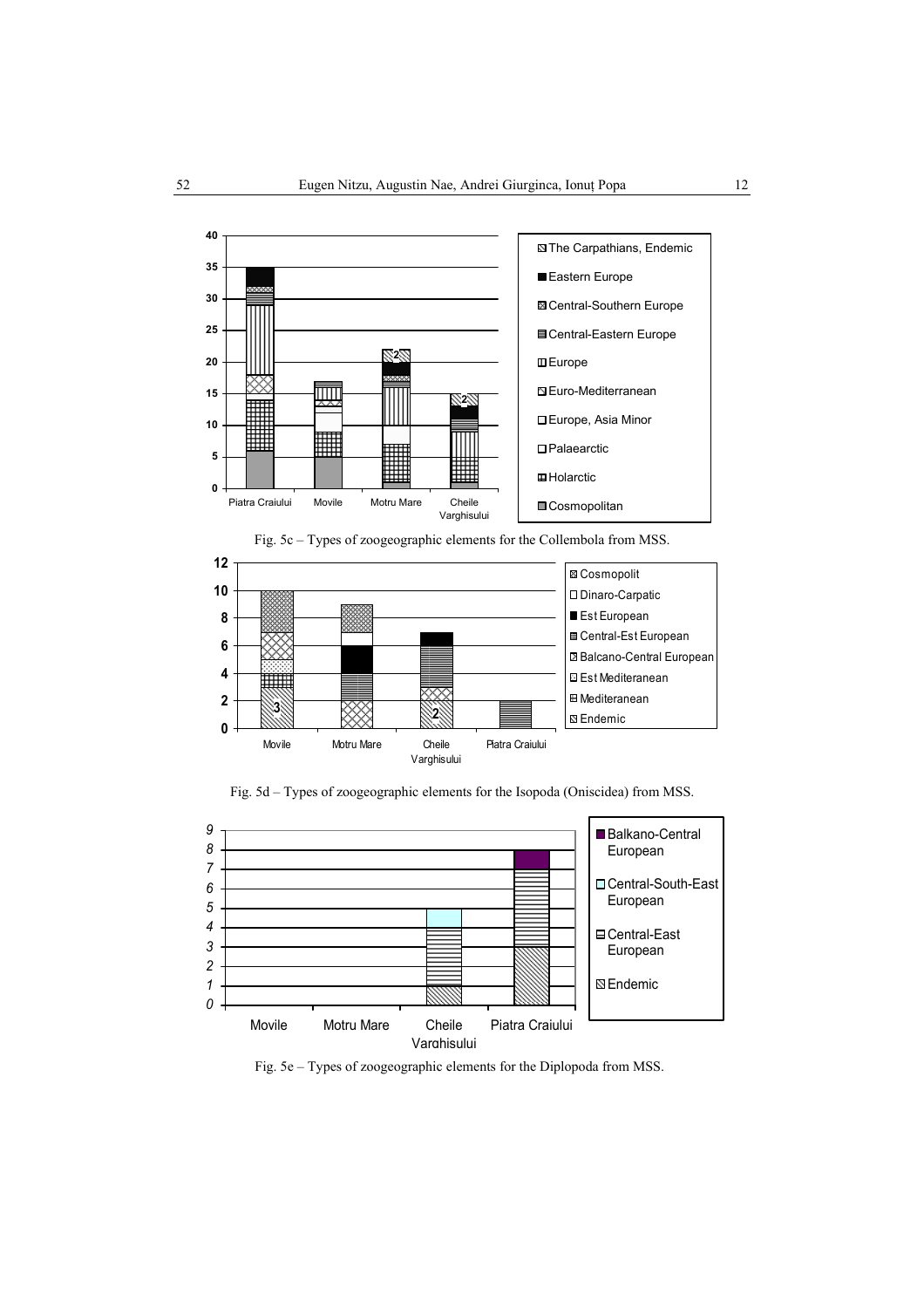Fig. 5c – Types of zoogeographic elements for the Collembola from MSS.

Fig. 5d – Types of zoogeographic elements for the Isopoda (Oniscidea) from MSS.

Fig. 5e – Types of zoogeographic elements for the Diplopoda from MSS.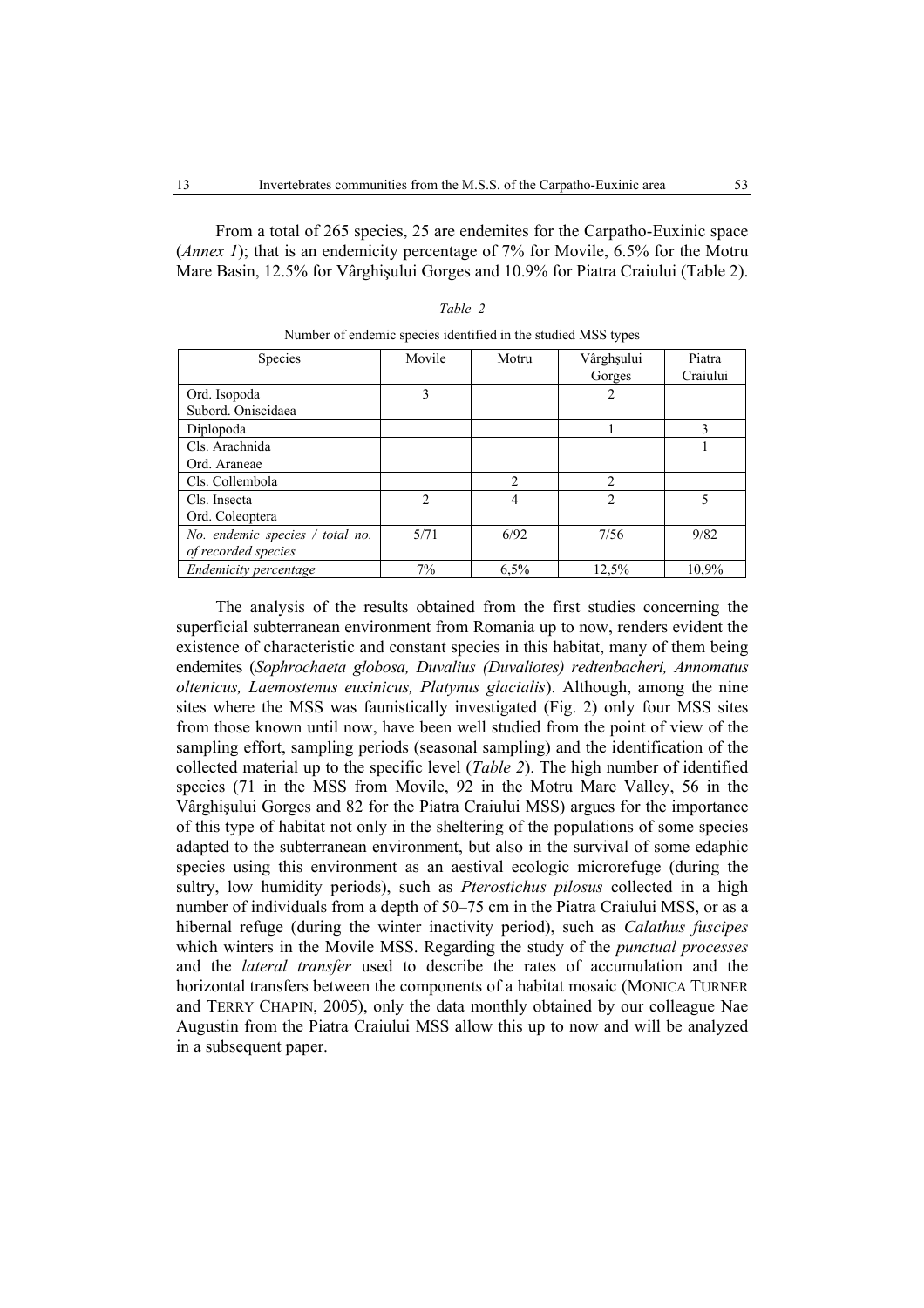From a total of 265 species, 25 are endemites for the Carpatho-Euxinic space (*Annex 1*); that is an endemicity percentage of 7% for Movile, 6.5% for the Motru Mare Basin, 12.5% for Vârghişului Gorges and 10.9% for Piatra Craiului (Table 2).

*Table 2*

Number of endemic species identified in the studied MSS types

| Species | Movile | Motru | Vârghşului Gorges | Piatra Craiului |
|---|---|---|---|---|
| Ord. Isopoda Subord. Oniscidaea | 3 | | 2 | |
| Diplopoda | | | 1 | 3 |
| Cls. Arachnida Ord. Araneae | | | | 1 |
| Cls. Collembola | | 2 | 2 | |
| Cls. Insecta Ord. Coleoptera | 2 | 4 | 2 | 5 |
| *No. endemic species / total no. of recorded species* | 5/71 | 6/92 | 7/56 | 9/82 |
| *Endemicity percentage* | 7% | 6,5% | 12,5% | 10,9% |

The analysis of the results obtained from the first studies concerning the superficial subterranean environment from Romania up to now, renders evident the existence of characteristic and constant species in this habitat, many of them being endemites (*Sophrochaeta globosa, Duvalius (Duvaliotes) redtenbacheri, Annomatus oltenicus, Laemostenus euxinicus, Platynus glacialis*). Although, among the nine sites where the MSS was faunistically investigated (Fig. 2) only four MSS sites from those known until now, have been well studied from the point of view of the sampling effort, sampling periods (seasonal sampling) and the identification of the collected material up to the specific level (*Table 2*). The high number of identified species (71 in the MSS from Movile, 92 in the Motru Mare Valley, 56 in the Vârghişului Gorges and 82 for the Piatra Craiului MSS) argues for the importance of this type of habitat not only in the sheltering of the populations of some species adapted to the subterranean environment, but also in the survival of some edaphic species using this environment as an aestival ecologic microrefuge (during the sultry, low humidity periods), such as *Pterostichus pilosus* collected in a high number of individuals from a depth of 50–75 cm in the Piatra Craiului MSS, or as a hibernal refuge (during the winter inactivity period), such as *Calathus fuscipes* which winters in the Movile MSS. Regarding the study of the *punctual processes* and the *lateral transfer* used to describe the rates of accumulation and the horizontal transfers between the components of a habitat mosaic (MONICA TURNER and TERRY CHAPIN, 2005), only the data monthly obtained by our colleague Nae Augustin from the Piatra Craiului MSS allow this up to now and will be analyzed in a subsequent paper.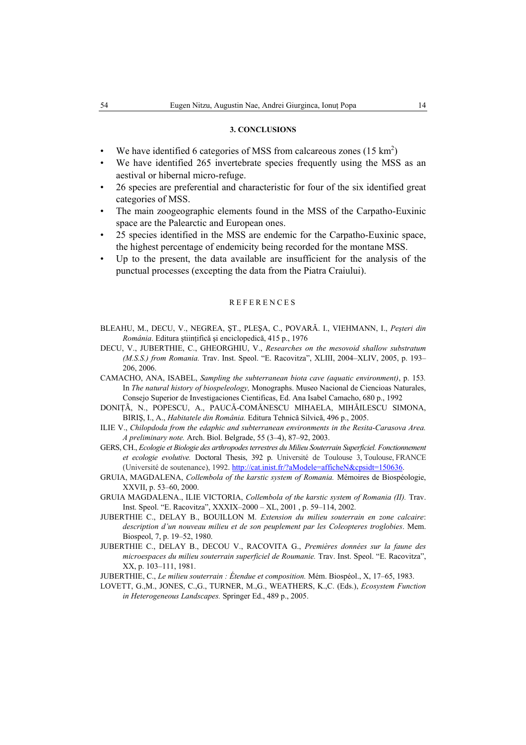### 3. CONCLUSIONS

- We have identified 6 categories of MSS from calcareous zones (15 km$^2$)
- We have identified 265 invertebrate species frequently using the MSS as an aestival or hibernal micro-refuge.
- 26 species are preferential and characteristic for four of the six identified great categories of MSS.
- The main zoogeographic elements found in the MSS of the Carpatho-Euxinic space are the Palearctic and European ones.
- 25 species identified in the MSS are endemic for the Carpatho-Euxinic space, the highest percentage of endemicity being recorded for the montane MSS.
- Up to the present, the data available are insufficient for the analysis of the punctual processes (excepting the data from the Piatra Craiului).

### REFERENCES

BLEAHU, M., DECU, V., NEGREA, ŞT., PLEŞA, C., POVARĂ. I., VIEHMANN, I., *Peşteri din România*. Editura ştiinţifică şi enciclopedică, 415 p., 1976

DECU, V., JUBERTHIE, C., GHEORGHIU, V., *Researches on the mesovoid shallow substratum (M.S.S.) from Romania.* Trav. Inst. Speol. "E. Racovitza", XLIII, 2004–XLIV, 2005, p. 193–206, 2006.

CAMACHO, ANA, ISABEL, *Sampling the subterranean biota cave (aquatic environment)*, p. 153. In *The natural history of biospeleology,* Monographs. Museo Nacional de Ciencioas Naturales, Consejo Superior de Investigaciones Cientificas, Ed. Ana Isabel Camacho, 680 p., 1992

DONIŢĂ, N., POPESCU, A., PAUCĂ-COMĂNESCU MIHAELA, MIHĂILESCU SIMONA, BIRIŞ, I., A., *Habitatele din România.* Editura Tehnică Silvică, 496 p., 2005.

ILIE V., *Chilopdoda from the edaphic and subterranean environments in the Resita-Carasova Area. A preliminary note.* Arch. Biol. Belgrade, 55 (3–4), 87–92, 2003.

GERS, CH., *Ecologie et Biologie des arthropodes terrestres du Milieu Souterrain Superficiel. Fonctionnement et ecologie evolutive.* Doctoral Thesis, 392 p. Université de Toulouse 3, Toulouse, FRANCE (Université de soutenance), 1992. http://cat.inist.fr/?aModele=afficheN&cpsidt=150636.

GRUIA, MAGDALENA, *Collembola of the karstic system of Romania.* Mémoires de Biospéologie, XXVII, p. 53–60, 2000.

GRUIA MAGDALENA., ILIE VICTORIA, *Collembola of the karstic system of Romania (II).* Trav. Inst. Speol. "E. Racovitza", XXXIX–2000 – XL, 2001 , p. 59–114, 2002.

JUBERTHIE C., DELAY B., BOUILLON M. *Extension du milieu souterrain en zone calcaire*: *description d'un nouveau milieu et de son peuplement par les Coleopteres troglobies*. Mem. Biospeol, 7, p. 19–52, 1980.

JUBERTHIE C., DELAY B., DECOU V., RACOVITA G., *Premières données sur la faune des microespaces du milieu souterrain superficiel de Roumanie.* Trav. Inst. Speol. "E. Racovitza", XX, p. 103–111, 1981.

JUBERTHIE, C., *Le milieu souterrain : Étendue et composition.* Mém. Biospéol., X, 17–65, 1983.

LOVETT, G.,M., JONES, C.,G., TURNER, M.,G., WEATHERS, K.,C. (Eds.), *Ecosystem Function in Heterogeneous Landscapes.* Springer Ed., 489 p., 2005.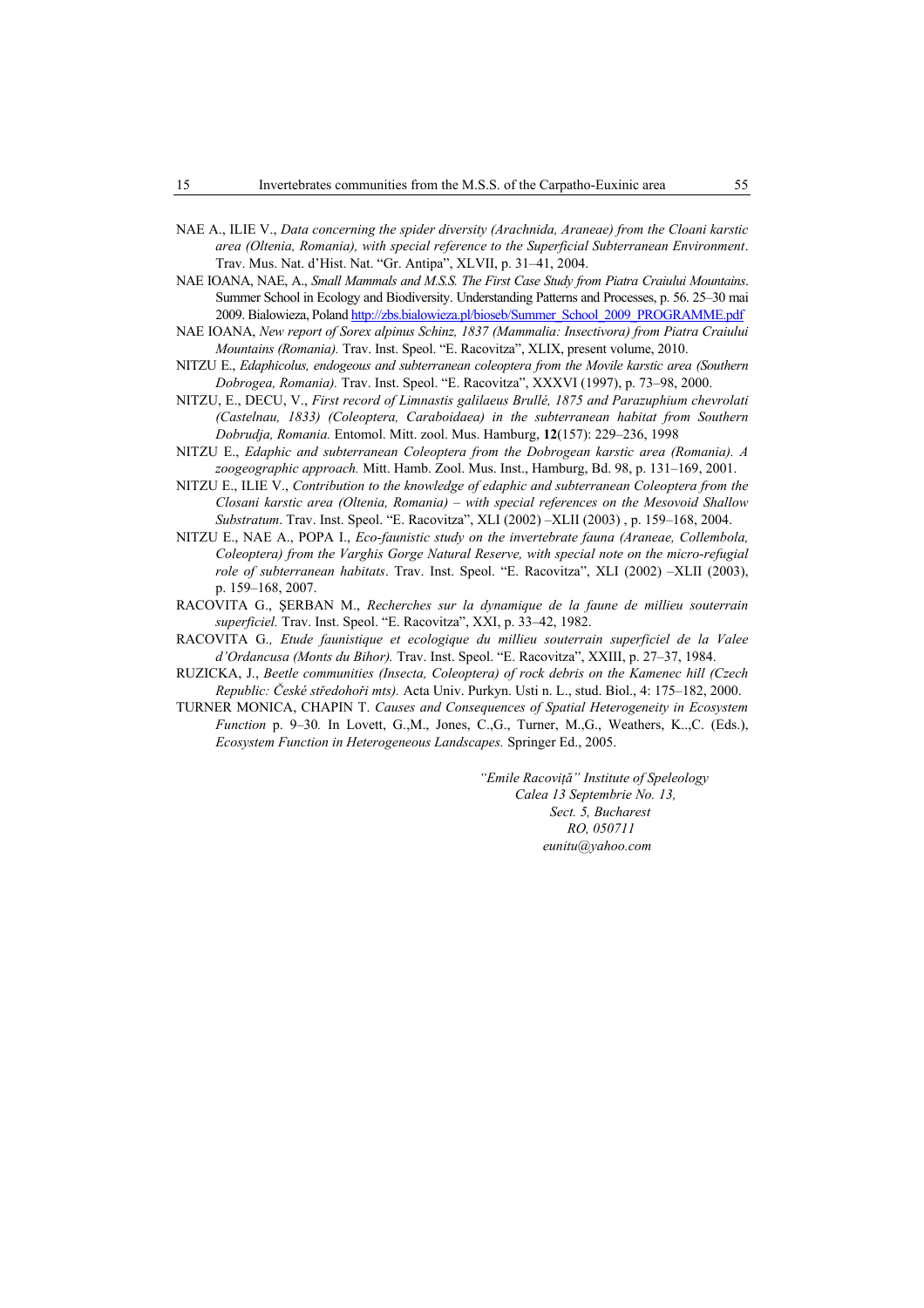NAE A., ILIE V., *Data concerning the spider diversity (Arachnida, Araneae) from the Cloani karstic area (Oltenia, Romania), with special reference to the Superficial Subterranean Environment*. Trav. Mus. Nat. d'Hist. Nat. "Gr. Antipa", XLVII, p. 31–41, 2004.

NAE IOANA, NAE, A., *Small Mammals and M.S.S. The First Case Study from Piatra Craiului Mountains*. Summer School in Ecology and Biodiversity. Understanding Patterns and Processes, p. 56. 25–30 mai 2009. Bialowieza, Poland http://zbs.bialowieza.pl/bioseb/Summer_School_2009_PROGRAMME.pdf

NAE IOANA, *New report of Sorex alpinus Schinz, 1837 (Mammalia: Insectivora) from Piatra Craiului Mountains (Romania).* Trav. Inst. Speol. "E. Racovitza", XLIX, present volume, 2010.

NITZU E., *Edaphicolus, endogeous and subterranean coleoptera from the Movile karstic area (Southern Dobrogea, Romania).* Trav. Inst. Speol. "E. Racovitza", XXXVI (1997), p. 73–98, 2000.

NITZU, E., DECU, V., *First record of Limnastis galilaeus Brullé, 1875 and Parazuphium chevrolati (Castelnau, 1833) (Coleoptera, Caraboidaea) in the subterranean habitat from Southern Dobrudja, Romania.* Entomol. Mitt. zool. Mus. Hamburg, **12**(157): 229–236, 1998

NITZU E., *Edaphic and subterranean Coleoptera from the Dobrogean karstic area (Romania). A zoogeographic approach.* Mitt. Hamb. Zool. Mus. Inst., Hamburg, Bd. 98, p. 131–169, 2001.

NITZU E., ILIE V., *Contribution to the knowledge of edaphic and subterranean Coleoptera from the Closani karstic area (Oltenia, Romania) – with special references on the Mesovoid Shallow Substratum*. Trav. Inst. Speol. "E. Racovitza", XLI (2002) –XLII (2003) , p. 159–168, 2004.

NITZU E., NAE A., POPA I., *Eco-faunistic study on the invertebrate fauna (Araneae, Collembola, Coleoptera) from the Varghis Gorge Natural Reserve, with special note on the micro-refugial role of subterranean habitats*. Trav. Inst. Speol. "E. Racovitza", XLI (2002) –XLII (2003), p. 159–168, 2007.

RACOVITA G., ŞERBAN M., *Recherches sur la dynamique de la faune de millieu souterrain superficiel.* Trav. Inst. Speol. "E. Racovitza", XXI, p. 33–42, 1982.

RACOVITA G*., Etude faunistique et ecologique du millieu souterrain superficiel de la Valee d'Ordancusa (Monts du Bihor).* Trav. Inst. Speol. "E. Racovitza", XXIII, p. 27–37, 1984.

RUZICKA, J., *Beetle communities (Insecta, Coleoptera) of rock debris on the Kamenec hill (Czech Republic: České středohoři mts).* Acta Univ. Purkyn. Usti n. L., stud. Biol., 4: 175–182, 2000.

TURNER MONICA, CHAPIN T. *Causes and Consequences of Spatial Heterogeneity in Ecosystem Function* p. 9–30*.* In Lovett, G.,M., Jones, C.,G., Turner, M.,G., Weathers, K..,C. (Eds.), *Ecosystem Function in Heterogeneous Landscapes.* Springer Ed., 2005.

*"Emile Racoviță" Institute of Speleology*
*Calea 13 Septembrie No. 13,*
*Sect. 5, Bucharest*
*RO, 050711*
*eunitu@yahoo.com*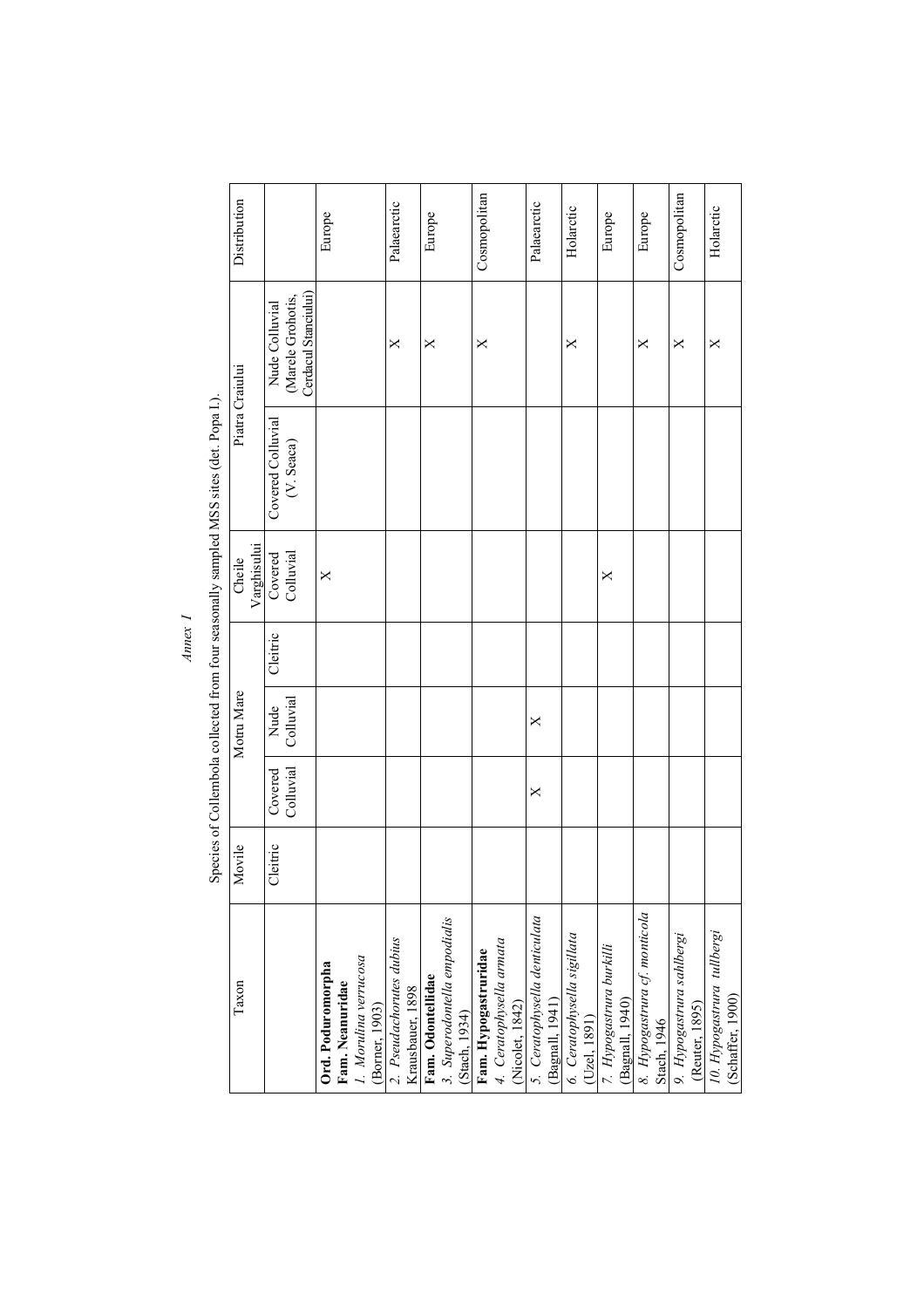*Annex 1*

Species of Collembola collected from four seasonally sampled MSS sites (det. Popa I.).

| Taxon | Movile | Motru Mare | | | Cheile Varghisului | Piatra Craiului | | Distribution |
|---|---|---|---|---|---|---|---|---|
| | Cleitric | Covered Colluvial | Nude Colluvial | Cleitric | Covered Colluvial | Covered Colluvial (V. Seaca) | Nude Colluvial (Marele Grohotis, Cerdacul Stanciului) | |
| **Ord. Poduromorpha** **Fam. Neanuridae** *1. Morulina verrucosa* (Borner, 1903) | | | | | X | | | Europe |
| *2. Pseudachorutes dubius* Krausbauer, 1898 | | | | | | | X | Palaearctic |
| **Fam. Odontellidae** *3. Superodontella empodialis* (Stach, 1934) | | | | | | | X | Europe |
| **Fam. Hypogastruridae** *4. Ceratophysella armata* (Nicolet, 1842) | | | | | | | X | Cosmopolitan |
| *5. Ceratophysella denticulata* (Bagnall, 1941) | | X | X | | | | | Palaearctic |
| *6. Ceratophysella sigillata* (Uzel, 1891) | | | | | | | X | Holarctic |
| *7. Hypogastrura burkilli* (Bagnall, 1940) | | | | | X | | | Europe |
| *8. Hypogastrura cf. monticola* Stach, 1946 | | | | | | | X | Europe |
| *9. Hypogastrura sahlbergi* (Reuter, 1895) | | | | | | | X | Cosmopolitan |
| *10. Hypogastrura tullbergi* (Schaffer, 1900) | | | | | | | X | Holarctic |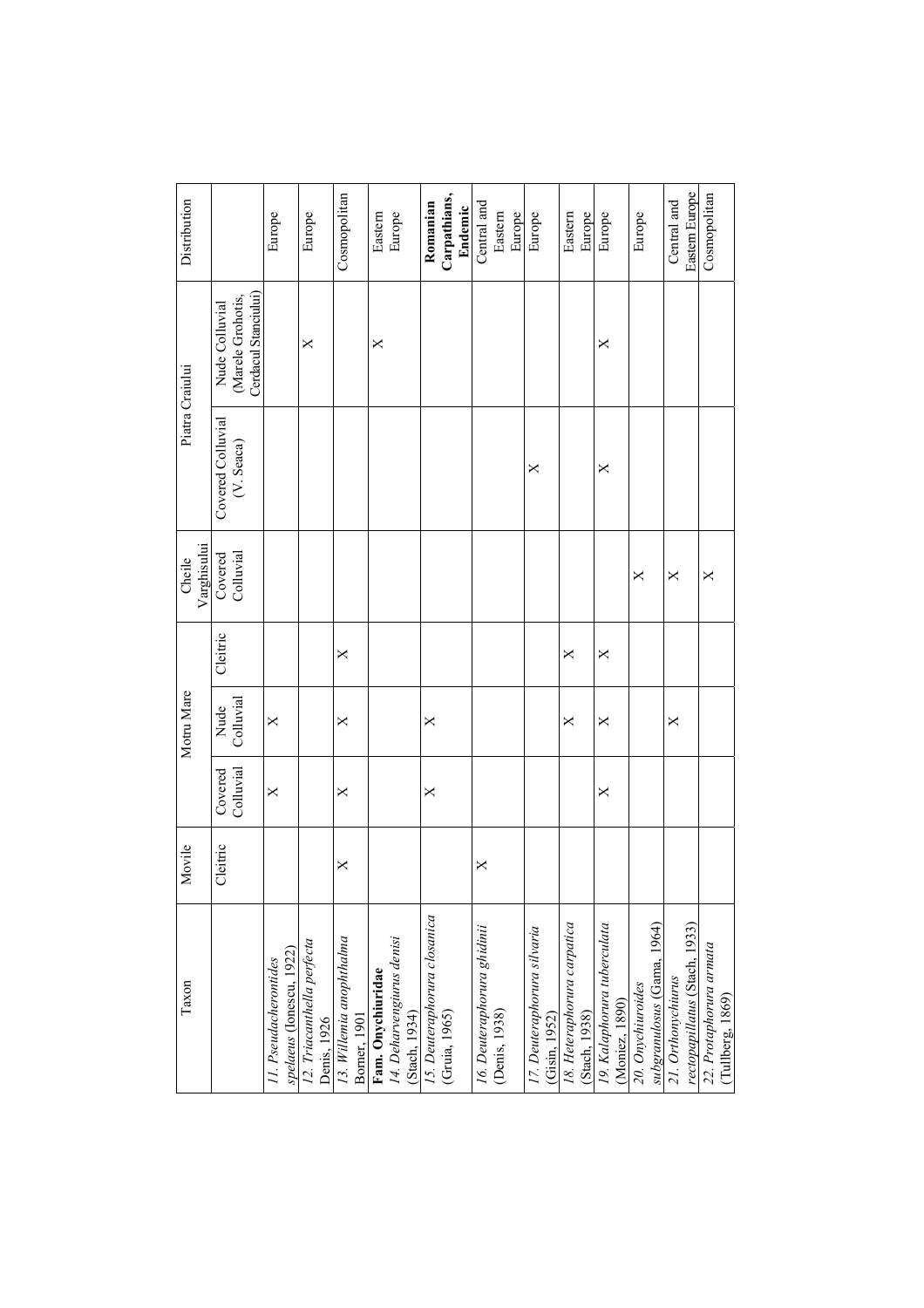| Taxon | Movile | Motru Mare | | | Cheile Varghisului | Piatra Craiului | | Distribution |
|---|---|---|---|---|---|---|---|---|
| | Cleitric | Covered Colluvial | Nude Colluvial | Cleitric | Covered Colluvial | Covered Colluvial (V. Seaca) | Nude Colluvial (Marele Grohotis, Cerdacul Stanciului) | |
| *11. Pseudachorutides spelaeus* (Ionescu, 1922) | | X | X | | | | | Europe |
| *12. Triacanthella perfecta* Denis, 1926 | | | | | | | X | Europe |
| *13. Willemia anophthalma* Borner, 1901 | X | X | X | X | | | | Cosmopolitan |
| **Fam. Onychiuridae** *14. Deharvengiurus denisi* (Stach, 1934) | | | | | | | X | Eastern Europe |
| *15. Deuteraphorura closanica* (Gruia, 1965) | | X | X | | | | | **Romanian Carpathians, Endemic** |
| *16. Deuteraphorura ghidinii* (Denis, 1938) | X | | | | | | | Central and Eastern Europe |
| *17. Deuteraphorura silvaria* (Gisin, 1952) | | | | | | X | | Europe |
| *18. Heteraphorura carpatica* (Stach, 1938) | | | X | X | | | | Eastern Europe |
| *19. Kalaphorura tuberculata* (Moniez, 1890) | | X | X | X | | X | X | Europe |
| *20. Onychiuroides subgranulosus* (Gama, 1964) | | | | | X | | | Europe |
| *21. Orthonychiurus rectopapillatus* (Stach, 1933) | | | X | | X | | | Central and Eastern Europe |
| *22. Protaphorura armata* (Tullberg, 1869) | | | | | X | | | Cosmopolitan |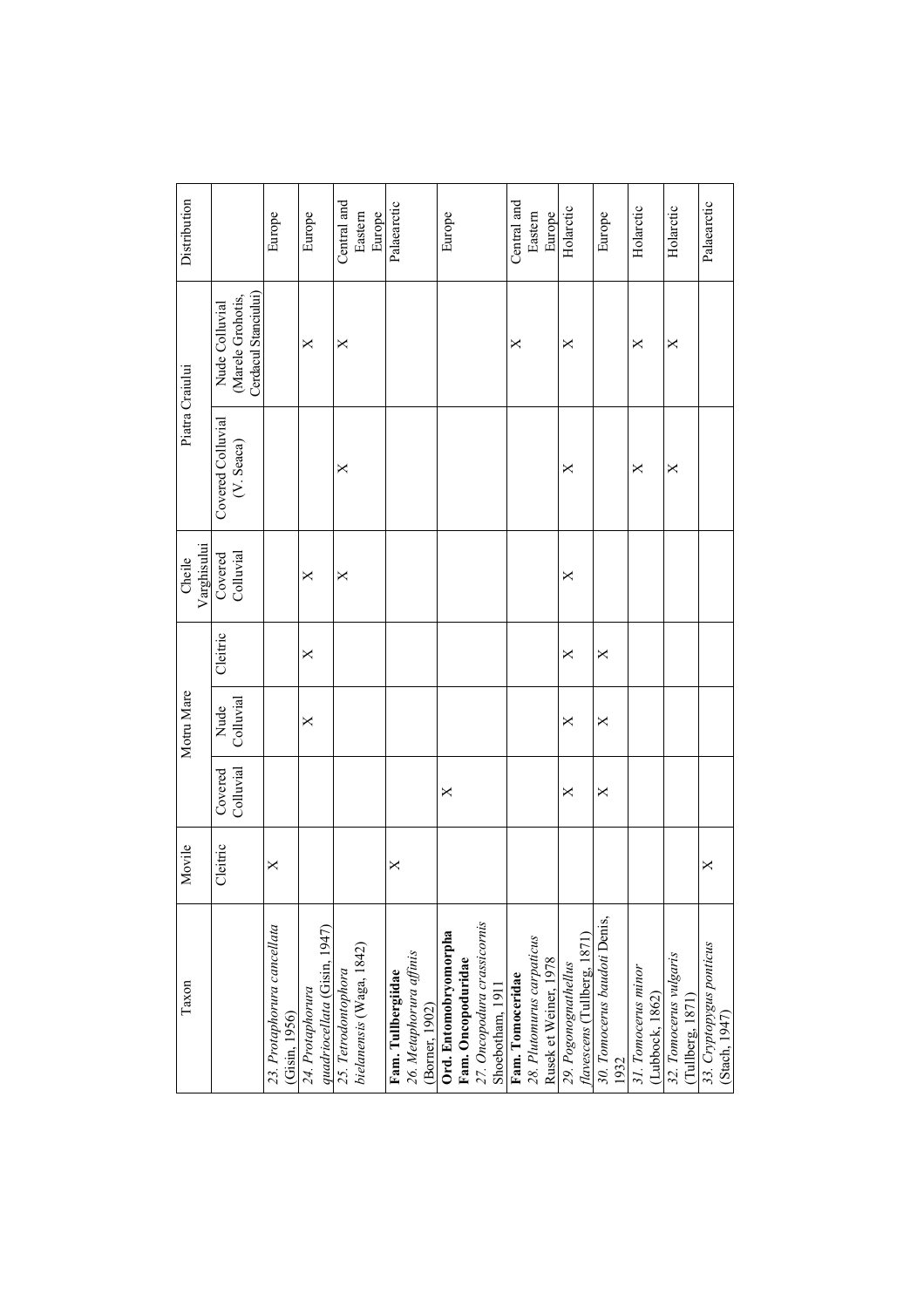| Taxon | Movile | Motru Mare | | | Cheile Varghisului | Piatra Craiului | | Distribution |
|---|---|---|---|---|---|---|---|---|
| | Cleitric | Covered Colluvial | Nude Colluvial | Cleitric | Covered Colluvial | Covered Colluvial (V. Seaca) | Nude Colluvial (Marele Grohotis, Cerdacul Stanciului) | |
| 23. *Protaphorura cancellata* (Gisin, 1956) | X | | | | | | | Europe |
| 24. *Protaphorura quadriocellata* (Gisin, 1947) | | | X | X | X | | X | Europe |
| 25. *Tetrodontophora bielanensis* (Waga, 1842) | | | | | X | X | X | Central and Eastern Europe |
| **Fam. Tullbergiidae** 26. *Metaphorura affinis* (Borner, 1902) | X | | | | | | | Palaearctic |
| **Ord. Entomobryomorpha** **Fam. Oncopoduridae** 27. *Oncopodura crassicornis* Shoebotham, 1911 | | X | | | | | | Europe |
| **Fam. Tomoceridae** 28. *Plutomurus carpaticus* Rusek et Weiner, 1978 | | | | | | | X | Central and Eastern Europe |
| 29. *Pogonognathellus flavescens* (Tullberg, 1871) | | X | X | X | X | X | X | Holarctic |
| 30. *Tomocerus baudoti* Denis, 1932 | | X | X | X | | | | Europe |
| 31. *Tomocerus minor* (Lubbock, 1862) | | | | | | X | X | Holarctic |
| 32. *Tomocerus vulgaris* (Tullberg, 1871) | | | | | | X | X | Holarctic |
| 33. *Cryptopygus ponticus* (Stach, 1947) | X | | | | | | | Palaearctic |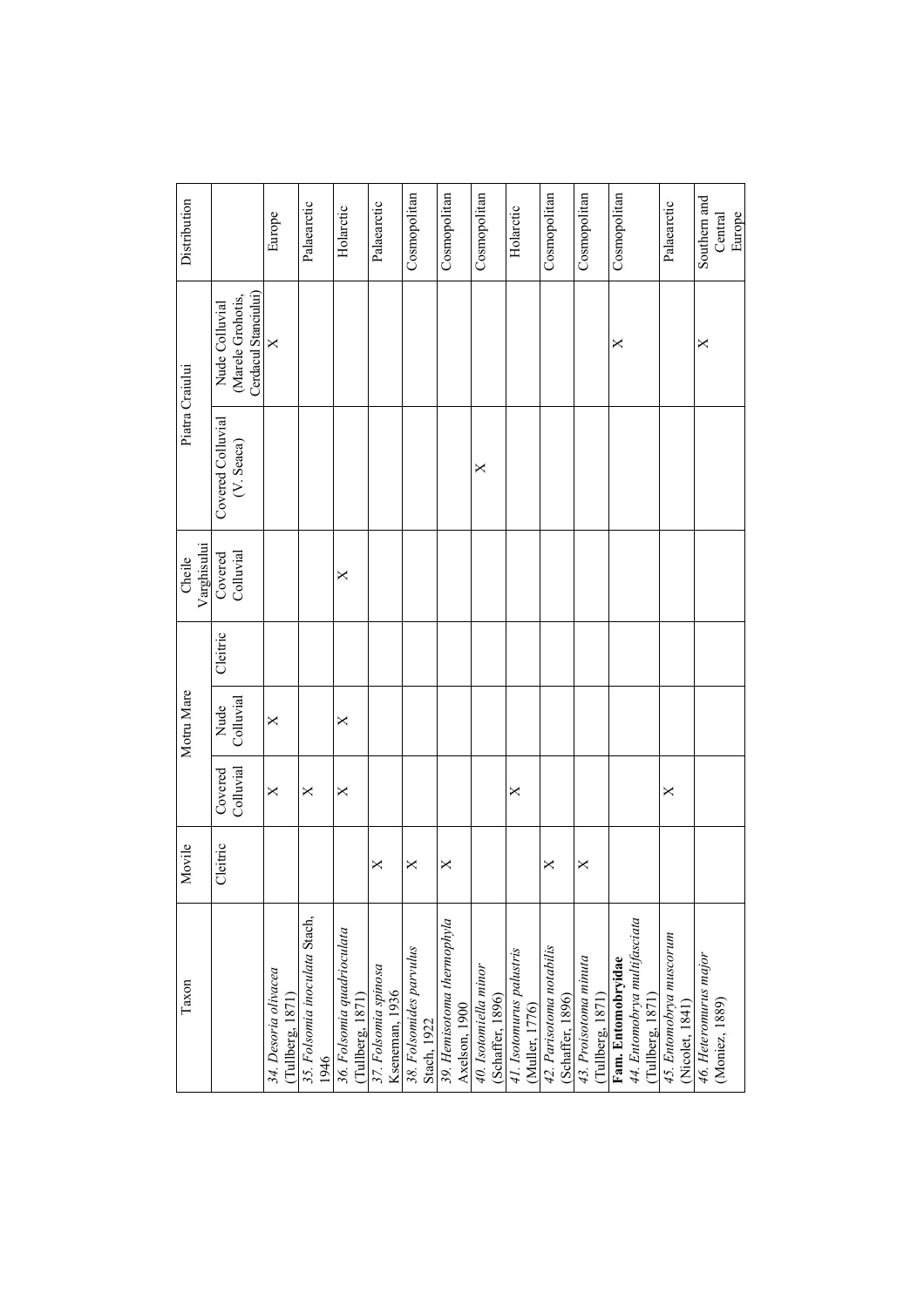| Taxon | Movile | Motru Mare | | | Cheile Varghisului | Piatra Craiului | | Distribution |
|---|---|---|---|---|---|---|---|---|
| | Cleitric | Covered Colluvial | Nude Colluvial | Cleitric | Covered Colluvial | Covered Colluvial (V. Seaca) | Nude Colluvial (Marele Grohotis, Cerdacul Stanciului) | |
| 34. *Desoria olivacea* (Tullberg, 1871) | | X | X | | | | X | Europe |
| 35. *Folsomia inoculata* Stach, 1946 | | X | | | | | | Palaearctic |
| 36. *Folsomia quadrioculata* (Tullberg, 1871) | | X | X | | X | | | Holarctic |
| 37. *Folsomia spinosa* Kseneman, 1936 | X | | | | | | | Palaearctic |
| 38. *Folsomides parvulus* Stach, 1922 | X | | | | | | | Cosmopolitan |
| 39. *Hemisotoma thermophyla* Axelson, 1900 | X | | | | | | | Cosmopolitan |
| 40. *Isotomiella minor* (Schaffer, 1896) | | | | | | X | | Cosmopolitan |
| 41. *Isotomurus palustris* (Muller, 1776) | | X | | | | | | Holarctic |
| 42. *Parisotoma notabilis* (Schaffer, 1896) | X | | | | | | | Cosmopolitan |
| 43. *Proisotoma minuta* (Tullberg, 1871) | X | | | | | | | Cosmopolitan |
| **Fam. Entomobryidae** 44. *Entomobrya multifasciata* (Tullberg, 1871) | | | | | | | X | Cosmopolitan |
| 45. *Entomobrya muscorum* (Nicolet, 1841) | | X | | | | | | Palaearctic |
| 46. *Heteromurus major* (Moniez, 1889) | | | | | | | X | Southern and Central Europe |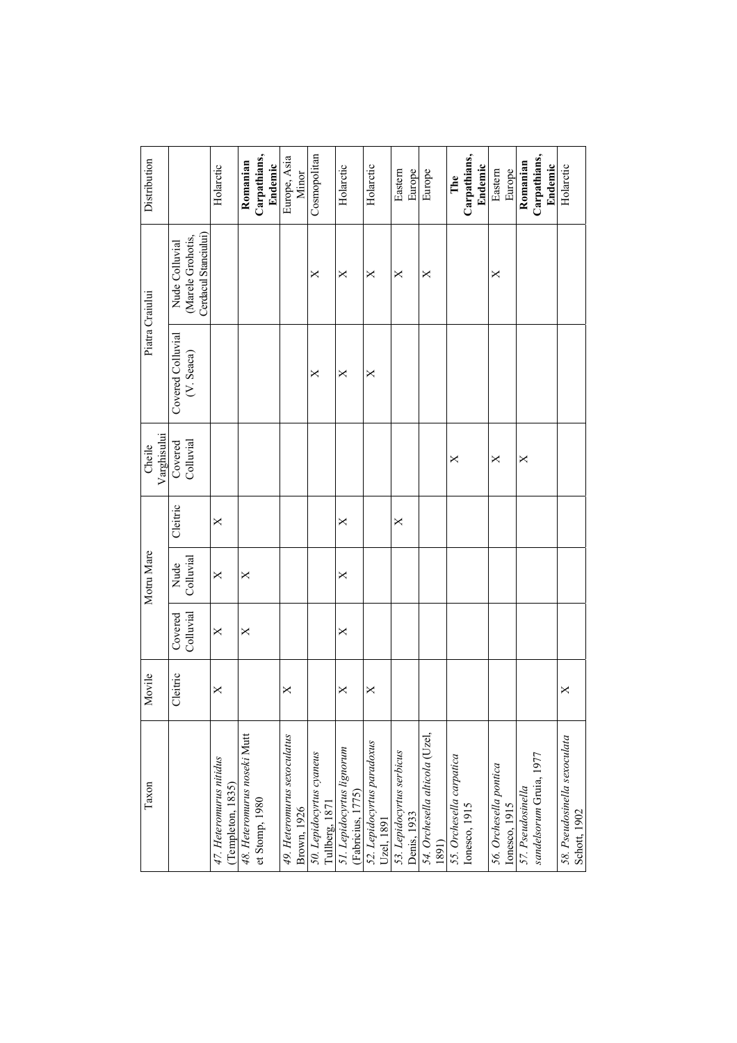| Taxon | Movile | Motru Mare | | | Cheile Varghisului | Piatra Craiului | | Distribution |
|---|---|---|---|---|---|---|---|---|
| | Cleitric | Covered Colluvial | Nude Colluvial | Cleitric | Covered Colluvial | Covered Colluvial (V. Seaca) | Nude Colluvial (Marele Grohotis, Cerdacul Stanciului) | |
| 47. *Heteromurus nitidus* (Templeton, 1835) | × | × | × | × | | | | Holarctic |
| 48. *Heteromurus noseki* Mutt et Stomp, 1980 | | × | × | | | | | **Romanian Carpathians, Endemic** |
| 49. *Heteromurus sexoculatus* Brown, 1926 | × | | | | | | | Europe, Asia Minor |
| 50. *Lepidocyrtus cyaneus* Tullberg, 1871 | | | | | | × | × | Cosmopolitan |
| 51. *Lepidocyrtus lignorum* (Fabricius, 1775) | × | × | × | × | | × | × | Holarctic |
| 52. *Lepidocyrtus paradoxus* Uzel, 1891 | × | | | | | × | × | Holarctic |
| 53. *Lepidocyrtus serbicus* Denis, 1933 | | | | × | | | × | Eastern Europe |
| 54. *Orchesella alticola* (Uzel, 1891) | | | | | | | × | Europe |
| 55. *Orchesella carpatica* Ionesco, 1915 | | | | | × | | | **The Carpathians, Endemic** |
| 56. *Orchesella pontica* Ionesco, 1915 | | | | | × | | × | Eastern Europe |
| 57. *Pseudosinella sandelsorum* Gruia, 1977 | | | | | × | | | **Romanian Carpathians, Endemic** |
| 58. *Pseudosinella sexoculata* Schott, 1902 | × | | | | | | | Holarctic |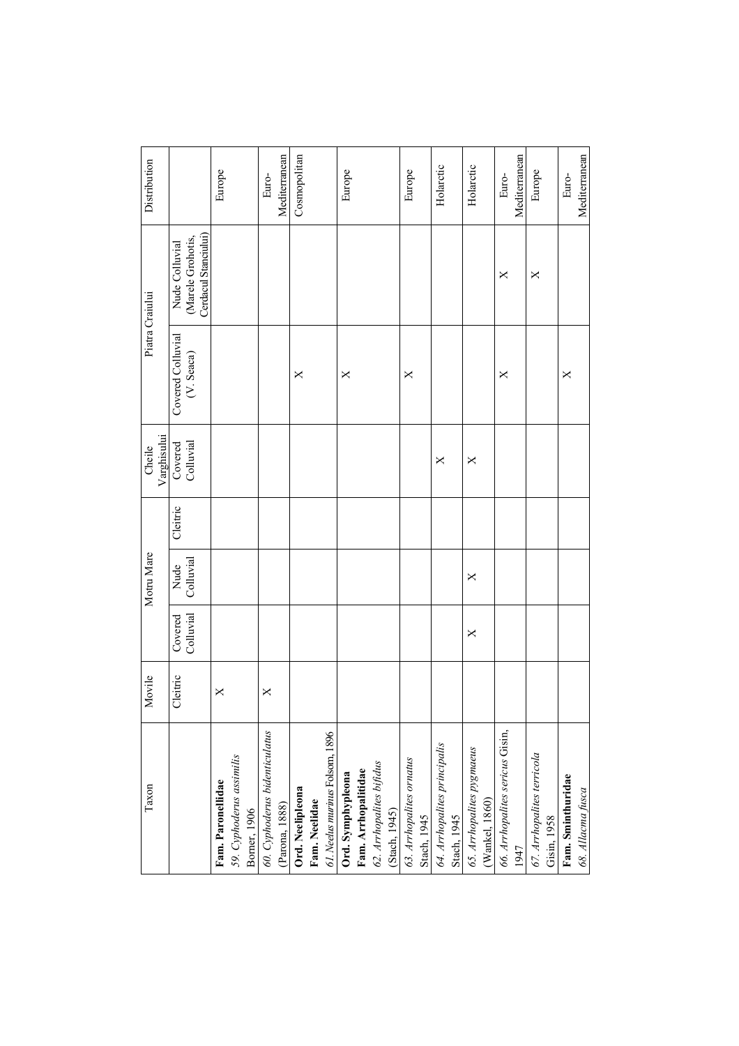| Taxon | Movile | Motru Mare | | | Cheile Varghisului | Piatra Craiului | | Distribution |
|---|---|---|---|---|---|---|---|---|
| | Cleitric | Covered Colluvial | Nude Colluvial | Cleitric | Covered Colluvial | Covered Colluvial (V. Seaca) | Nude Colluvial (Marele Grohotis, Cerdacul Stanciului) | |
| **Fam. Paronellidae** <br> *59. Cyphoderus assimilis* Borner, 1906 | X | | | | | | | Europe |
| *60. Cyphoderus bidenticulatus* (Parona, 1888) | X | | | | | | | Euro-Mediterranean |
| **Ord. Neelipleona** <br> **Fam. Neelidae** <br> *61. Neelus murinus* Folsom, 1896 | | | | | | X | | Cosmopolitan |
| **Ord. Symphypleona** <br> **Fam. Arrhopalitidae** <br> *62. Arrhopalites bifidus* (Stach, 1945) | | | | | | X | | Europe |
| *63. Arrhopalites ornatus* Stach, 1945 | | | | | | X | | Europe |
| *64. Arrhopalites principalis* Stach, 1945 | | | | | X | | | Holarctic |
| *65. Arrhopalites pygmaeus* (Wankel, 1860) | | X | X | | X | | | Holarctic |
| *66. Arrhopalites sericus* Gisin, 1947 | | | | | | X | X | Euro-Mediterranean |
| *67. Arrhopalites terricola* Gisin, 1958 | | | | | | | X | Europe |
| **Fam. Sminthuridae** <br> *68. Allacma fusca* | | | | | | X | | Euro-Mediterranean |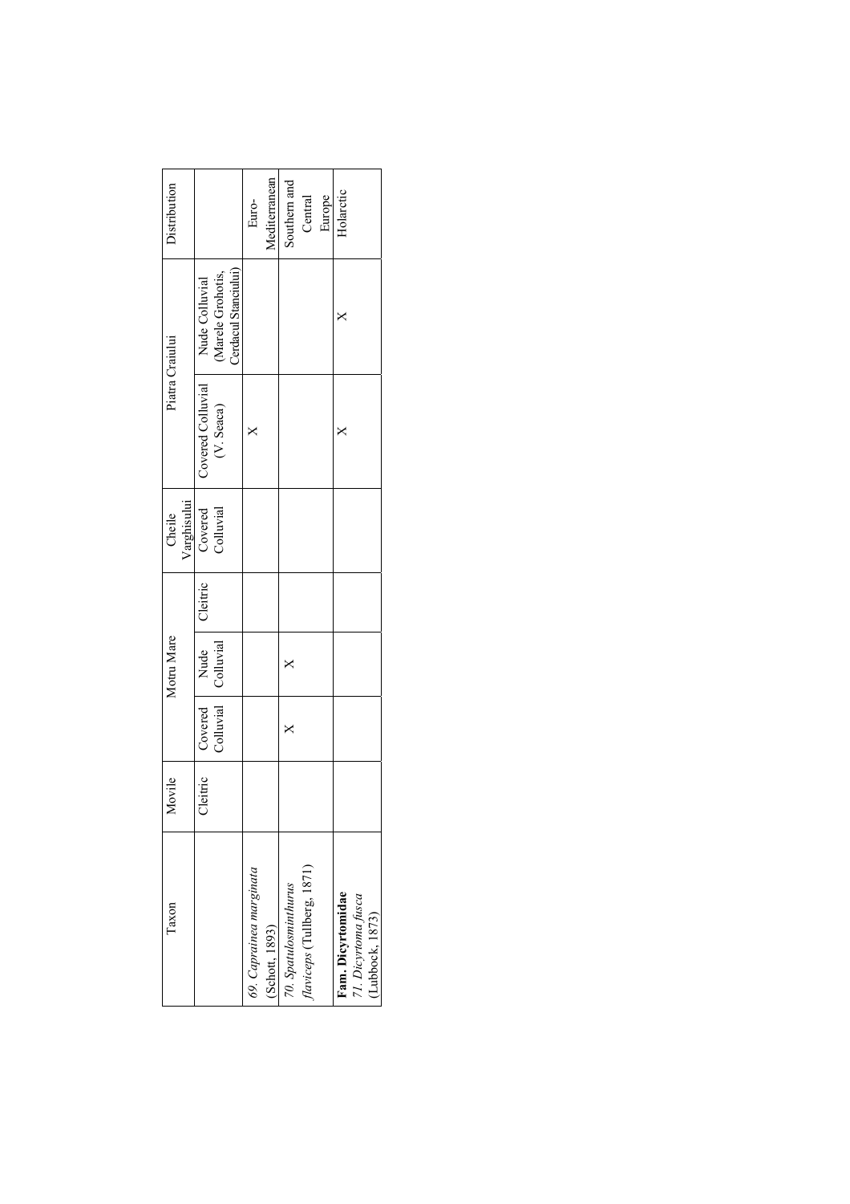| Taxon | Movile | Motru Mare | | | Cheile Varghisului | Piatra Craiului | | Distribution |
|---|---|---|---|---|---|---|---|---|
| | Cleitric | Covered Colluvial | Nude Colluvial | Cleitric | Covered Colluvial | Covered Colluvial (V. Seaca) | Nude Colluvial (Marele Grohotis, Cerdacul Stanciului) | |
| 69. *Caprainea marginata* (Schott, 1893) | | | | | | X | | Euro-Mediterranean |
| 70. *Spatulosminthurus flaviceps* (Tullberg, 1871) | | X | X | | | | | Southern and Central Europe |
| **Fam. Dicyrtomidae** 71. *Dicyrtoma fusca* (Lubbock, 1873) | | | | | | X | X | Holarctic |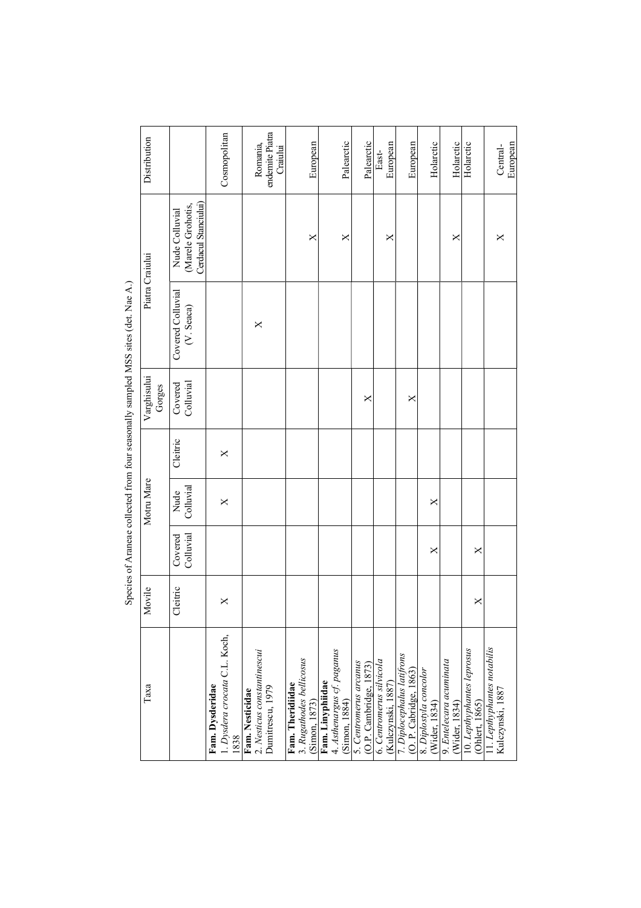Species of Araneae collected from four seasonally sampled MSS sites (det. Nae A.)

| Taxa | Movile | Motru Mare | | | Varghisului Gorges | Piatra Craiului | | Distribution |
|---|---|---|---|---|---|---|---|---|
| | Cleitric | Covered Colluvial | Nude Colluvial | Cleitric | Covered Colluvial | Covered Colluvial (V. Seaca) | Nude Colluvial (Marele Grohotis, Cerdacul Stanciului) | |
| **Fam. Dysderidae** | | | | | | | | |
| 1. *Dysdera crocata* C.L. Koch, 1838 | X | | | X | | | | Cosmopolitan |
| **Fam. Nesticidae** | | | | | | | | |
| 2. *Nesticus constantinescui* Dumitrescu, 1979 | | | | | | X | | Romania, endemite Piatra Craiului |
| **Fam. Theridiidae** | | | | | | | | |
| 3. *Rugathodes bellicosus* (Simon, 1873) | | | | | | | X | European |
| **Fam. Linyphiidae** | | | | | | | | |
| 4. *Asthenargus cf. paganus* (Simon, 1884) | | | | | | | X | Palearctic |
| 5. *Centromerus arcanus* (O.P. Cambridge, 1873) | | | | | X | | | Palearctic |
| 6. *Centromerus silvicola* (Kulczynski, 1887) | | | | | | | X | East-European |
| 7. *Diplocephalus latifrons* (O. P. Cabridge, 1863) | | | | | X | | | European |
| 8. *Diplostyla concolor* (Wider, 1834) | | X | X | | | | | Holarctic |
| 9. *Entelecara acuminata* (Wider, 1834) | | | | | | | X | Holarctic |
| 10. *Lepthyphantes leprosus* (Ohlert, 1865) | X | X | | | | | | Holarctic |
| 11. *Lepthyphantes notabilis* Kulczynski, 1887 | | | | | | | X | Central-European |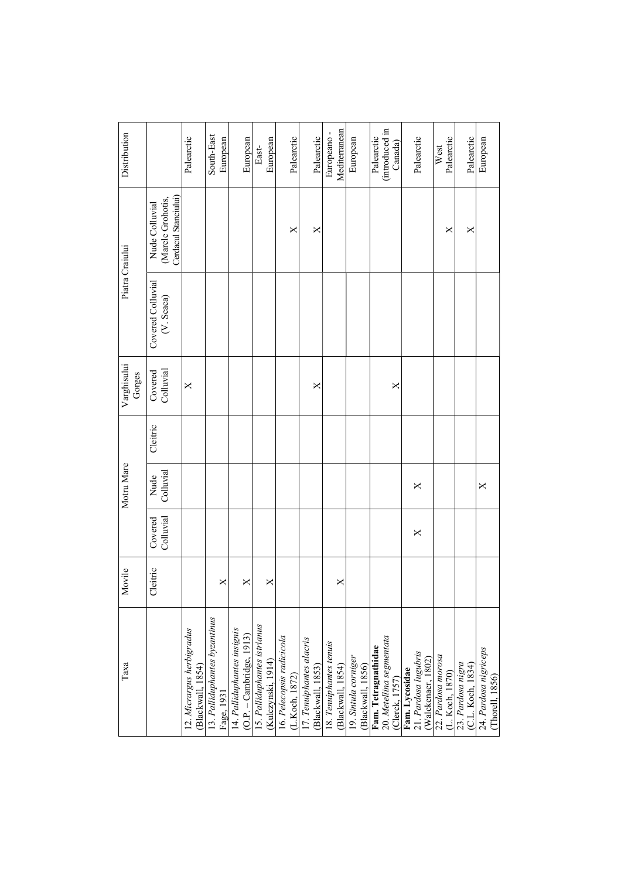| Taxa | Movile | Motru Mare | | | Varghisului Gorges | Piatra Craiului | | Distribution |
|---|---|---|---|---|---|---|---|---|
| | Cleitric | Covered Colluvial | Nude Colluvial | Cleitric | Covered Colluvial | Covered Colluvial (V. Seaca) | Nude Colluvial (Marele Grohotis, Cerdacul Stanciului) | |
| 12. *Micrargus herbigradus* (Blackwall, 1854) | | | | | X | | | Palearctic |
| 13. *Palliduphantes byzantinus* Fage, 1931 | X | | | | | | | South-East European |
| 14. *Palliduphantes insignis* (O.P. – Cambridge, 1913) | X | | | | | | | European |
| 15. *Palliduphantes istrianus* (Kulczynski, 1914) | X | | | | | | | East-European |
| 16. *Pelecopsis radicicola* (L.Koch, 1872) | | | | | | | X | Palearctic |
| 17. *Tenuiphantes alacris* (Blackwall, 1853) | | | | | X | | X | Palearctic |
| 18. *Tenuiphantes tenuis* (Blackwall, 1854) | X | | | | | | | Europeano - Mediterranean |
| 19. *Sintula corniger* (Blackwall, 1856) | | | | | | | | European |
| **Fam. Tetragnathidae** 20. *Metellina segmentata* (Clerck, 1757) | | | | | X | | | Palearctic (introduced in Canada) |
| **Fam. Lycosidae** 21. *Pardosa lugubris* (Walckenaer, 1802) | | X | X | | | | | Palearctic |
| 22. *Pardosa morosa* (L. Koch, 1870) | | | | | | | X | West Palearctic |
| 23. *Pardosa nigra* (C.L. Koch, 1834) | | | | | | | X | Palearctic |
| 24. *Pardosa nigriceps* (Thorell, 1856) | | | X | | | | | European |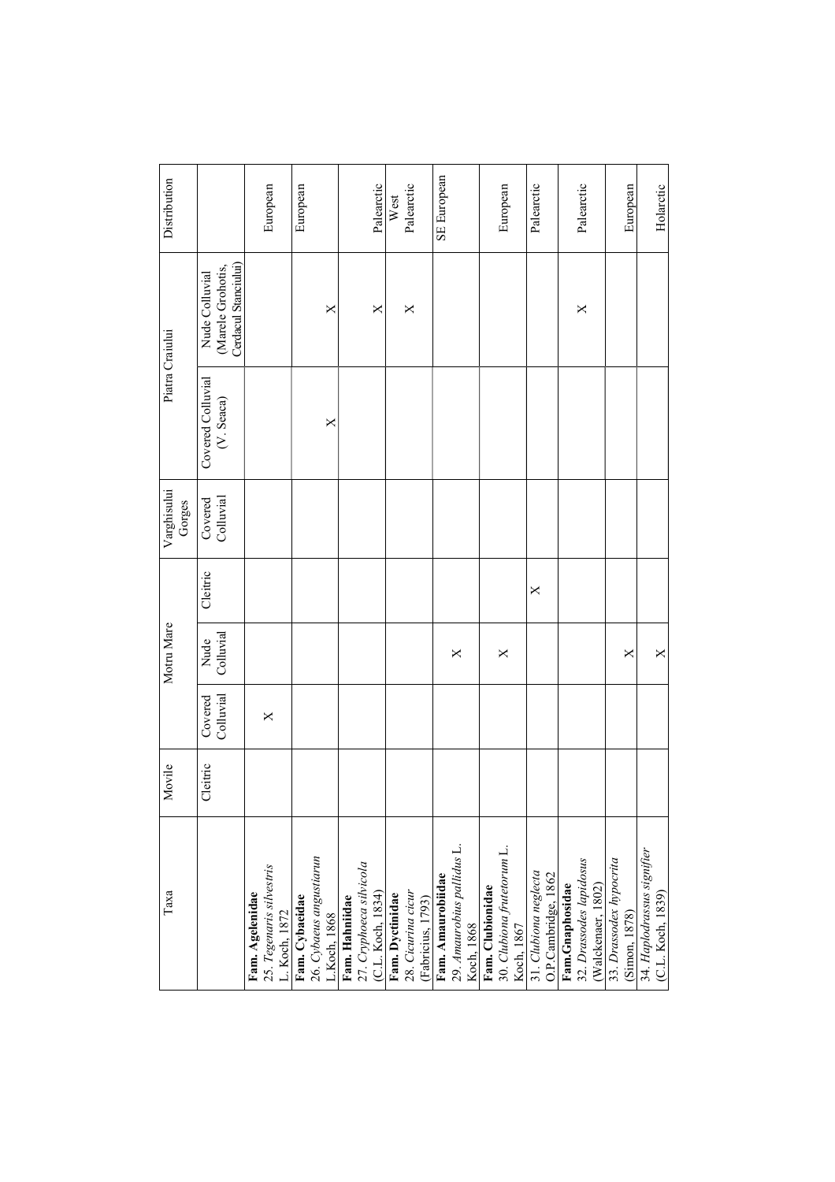| Taxa | Movile | Motru Mare | | | Varghisului Gorges | Piatra Craiului | | Distribution |
|---|---|---|---|---|---|---|---|---|
| | Cleitric | Covered Colluvial | Nude Colluvial | Cleitric | Covered Colluvial | Covered Colluvial (V. Seaca) | Nude Colluvial (Marele Grohotis, Cerdacul Stanciului) | |
| **Fam. Agelenidae** 25. *Tegenaris silvestris* L. Koch, 1872 | | X | | | | | | European |
| **Fam. Cybaeidae** 26. *Cybaeus angustiarun* L.Koch, 1868 | | | | | | X | X | European |
| **Fam. Hahniidae** 27. *Cryphoeca silvicola* (C.L. Koch, 1834) | | | | | | | X | Palearctic |
| **Fam. Dyctinidae** 28. *Cicurina cicur* (Fabricius, 1793) | | | | | | | X | West Palearctic |
| **Fam. Amaurobiidae** 29. *Amaurobius pallidus* L. Koch, 1868 | | | X | | | | | SE European |
| **Fam. Clubionidae** 30. *Clubiona frutetorum* L. Koch, 1867 | | | X | | | | | European |
| 31. *Clubiona neglecta* O.P.Cambridge, 1862 | | | | X | | | | Palearctic |
| **Fam.Gnaphosidae** 32. *Drassodes lapidosus* (Walckenaer, 1802) | | | | | | | X | Palearctic |
| 33. *Drassodex hypocrita* (Simon, 1878) | | | X | | | | | European |
| 34. *Haplodrassus signifier* (C.L. Koch, 1839) | | | X | | | | | Holarctic |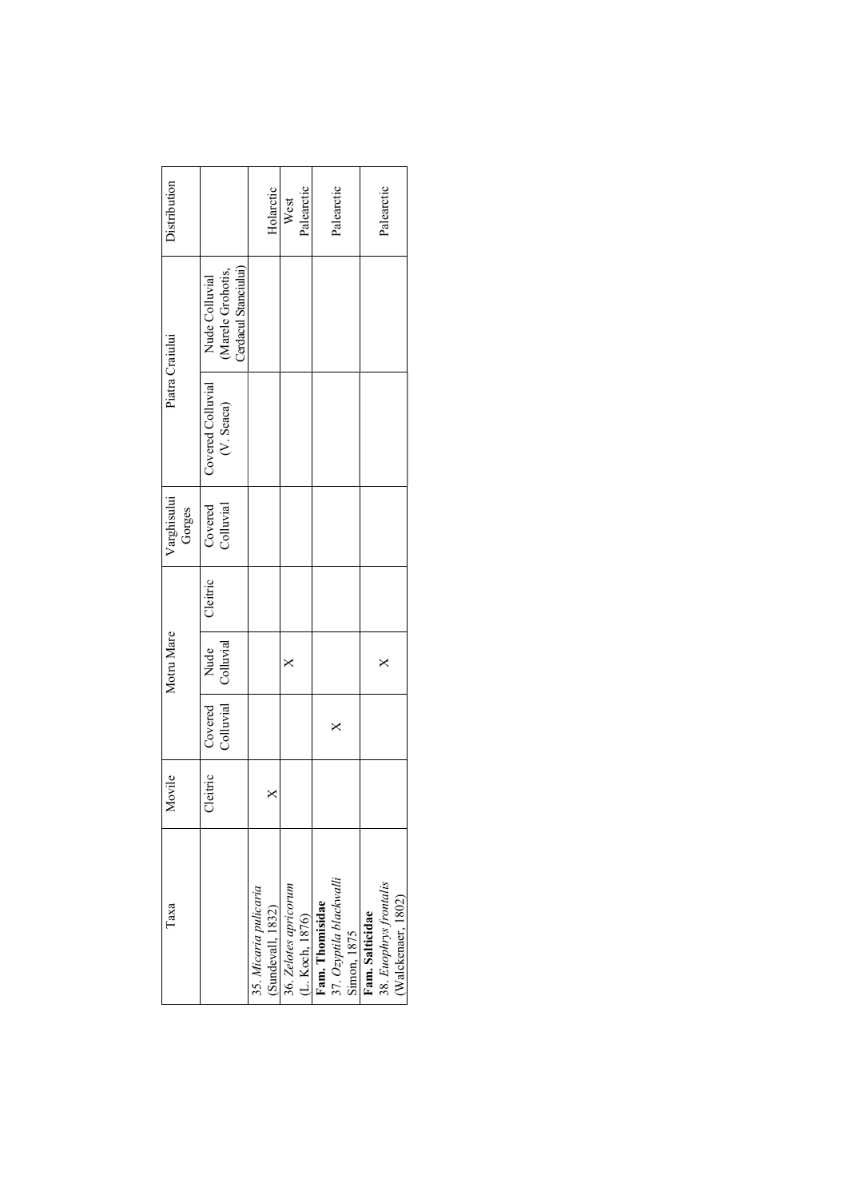| Taxa | Movile | Motru Mare | | | Varghisului Gorges | Piatra Craiului | | Distribution |
|---|---|---|---|---|---|---|---|---|
| | Cleitric | Covered Colluvial | Nude Colluvial | Cleitric | Covered Colluvial | Covered Colluvial (V. Seaca) | Nude Colluvial (Marele Grohotis, Cerdacul Stanciului) | |
| 35. *Micaria pulicaria* (Sundevall, 1832) | X | | | | | | | Holarctic |
| 36. *Zelotes apricorum* (L. Koch, 1876) | | | X | | | | | West Palearctic |
| **Fam. Thomisidae**<br>37. *Ozyptila blackwalli* Simon, 1875 | | X | | | | | | Palearctic |
| **Fam. Salticidae**<br>38. *Euophrys frontalis* (Walckenaer, 1802) | | | X | | | | | Palearctic |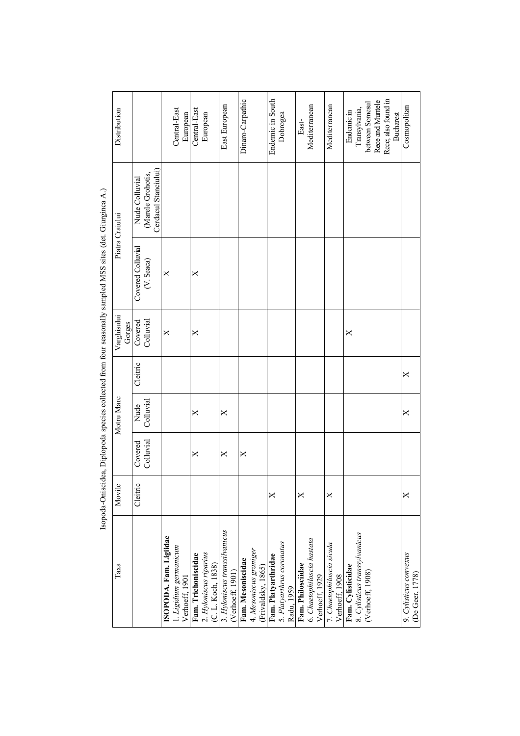Isopoda-Oniscidea, Diplopoda species collected from four seasonally sampled MSS sites (det. Giurginca A.)

| Taxa | Movile | Motru Mare | | | Varghisului Gorges | Piatra Craiului | | Distribution |
|---|---|---|---|---|---|---|---|---|
| | Cleitric | Covered Colluvial | Nude Colluvial | Cleitric | Covered Colluvial | Covered Colluvial (V. Seaca) | Nude Colluvial (Marele Grohotis, Cerdacul Stanciului) | |
| **ISOPODA. Fam. Ligiidae** 1. *Ligidium germanicum* Verhoeff, 1901 | | | | | X | X | | Central-East European |
| **Fam. Trichoniscidae** 2. *Hyloniscus riparius* (C. L. Koch, 1838) | | X | X | | X | X | | Central-East European |
| 3. *Hyloniscus transsilvanicus* (Verhoeff, 1901) | | X | X | | | | | East European |
| **Fam. Mesoniscidae** 4. *Mesoniscus graniger* (Frivaldsky, 1865) | | X | | | | | | Dinaro-Carpathic |
| **Fam. Platyarthridae** 5. *Platyarthrus coronatus* Radu, 1959 | X | | | | | | | Endemic in South Dobrogea |
| **Fam. Philosciidae** 6. *Chaetophiloscia hastata* Verhoeff, 1929 | X | | | | | | | East-Mediterranean |
| 7. *Chaetophiloscia sicula* Verhoeff, 1908 | X | | | | | | | Mediterranean |
| **Fam. Cylisticidae** 8. *Cylisticus transsylvanicus* (Verhoeff, 1908) | | | | | X | | | Endemic in Transylvania, between Somesul Rece and Muntele Rece; also found in Bucharest |
| 9. *Cylisticus convexus* (De Geer, 1778) | X | | X | X | | | | Cosmopolitan |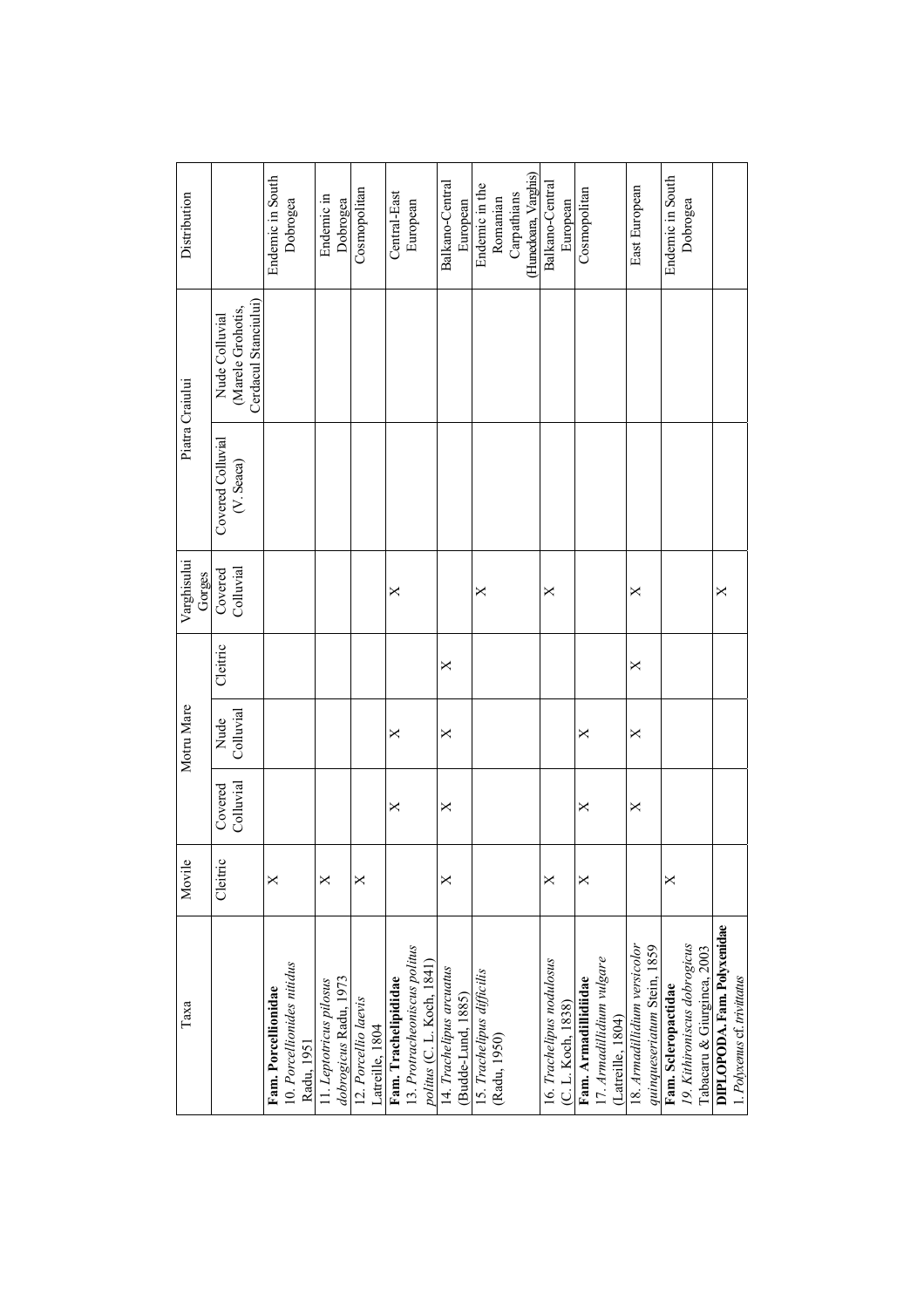| Taxa | Movile | Motru Mare | | | Varghisului Gorges | Piatra Craiului | | Distribution |
|---|---|---|---|---|---|---|---|---|
| | Cleitric | Covered Colluvial | Nude Colluvial | Cleitric | Covered Colluvial | Covered Colluvial (V. Seaca) | Nude Colluvial (Marele Grohotis, Cerdacul Stanciului) | |
| **Fam. Porcellionidae** 10. *Porcellionides nitidus* Radu, 1951 | X | | | | | | | Endemic in South Dobrogea |
| 11. *Leptotricus pilosus dobrogicus* Radu, 1973 | X | | | | | | | Endemic in Dobrogea |
| 12. *Porcellio laevis* Latreille, 1804 | X | | | | | | | Cosmopolitan |
| **Fam. Trachelipididae** 13. *Protracheoniscus politus* (C. L. Koch, 1841) | | X | X | | X | | | Central-East European |
| 14. *Trachelipus arcuatus* (Budde-Lund, 1885) | X | X | X | X | | | | Balkano-Central European |
| 15. *Trachelipus difficilis* (Radu, 1950) | | | | | X | | | Endemic in the Romanian Carpathians (Hunedoara, Varghis) |
| 16. *Trachelipus nodulosus* (C. L. Koch, 1838) | X | | | | X | | | Balkano-Central European |
| **Fam. Armadillidiidae** 17. *Armadillidium vulgare* (Latreille, 1804) | X | X | X | | | | | Cosmopolitan |
| 18. *Armadillidium versicolor quinqueseriatum* Stein, 1859 | | X | X | X | X | | | East European |
| **Fam. Scleropactidae** 19. *Kithironiscus dobrogicus* Tabacaru & Giurginca, 2003 | X | | | | | | | Endemic in South Dobrogea |
| **DIPLOPODA. Fam. Polyxenidae** 1. *Polyxenus* cf. *trivittatus* | | | | | X | | | |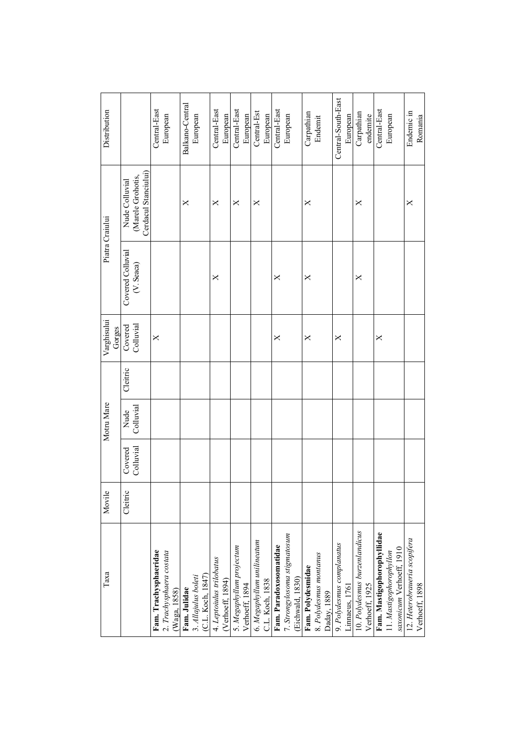| Taxa | Movile | Motru Mare | | | Varghisului Gorges | Piatra Craiului | | Distribution |
|---|---|---|---|---|---|---|---|---|
| | Cleitric | Covered Colluvial | Nude Colluvial | Cleitric | Covered Colluvial | Covered Colluvial (V. Seaca) | Nude Colluvial (Marele Grohotis, Cerdacul Stanciului) | |
| **Fam. Trachysphaeridae** 2. *Trachysphaera costata* (Waga, 1858) | | | | | X | | | Central-East European |
| **Fam. Julidae** 3. *Allajulus boleti* (C.L. Koch, 1847) | | | | | | | X | Balkano-Central European |
| 4. *Leptoiulus trilobatus* (Verhoeff, 1894) | | | | | | X | X | Central-East European |
| 5. *Megaphyllum projectum* Verhoeff, 1894 | | | | | | | X | Central-East European |
| 6. *Megaphyllum unilineatum* C.L. Koch, 1838 | | | | | | | X | Central-Est European |
| **Fam. Paradoxosomatidae** 7. *Strongylosoma stigmatosum* (Eichwald, 1830) | | | | | X | X | | Central-East European |
| **Fam. Polydesmidae** 8. *Polydesmus montanus* Daday, 1889 | | | | | X | X | X | Carpathian Endemit |
| 9. *Polydesmus complanatus* Linnaeus, 1761 | | | | | X | | | Central-South-East European |
| 10. *Polydesmus burzenlandicus* Verhoeff, 1925 | | | | | | X | X | Carpathian endemite |
| **Fam. Mastigophorophyllidae** 11. *Mastigophorophyllon saxonicum* Verhoeff, 1910 | | | | | X | | | Central-East European |
| 12. *Heterobraueria scopifera* Verhoeff, 1898 | | | | | | | X | Endemic in Romania |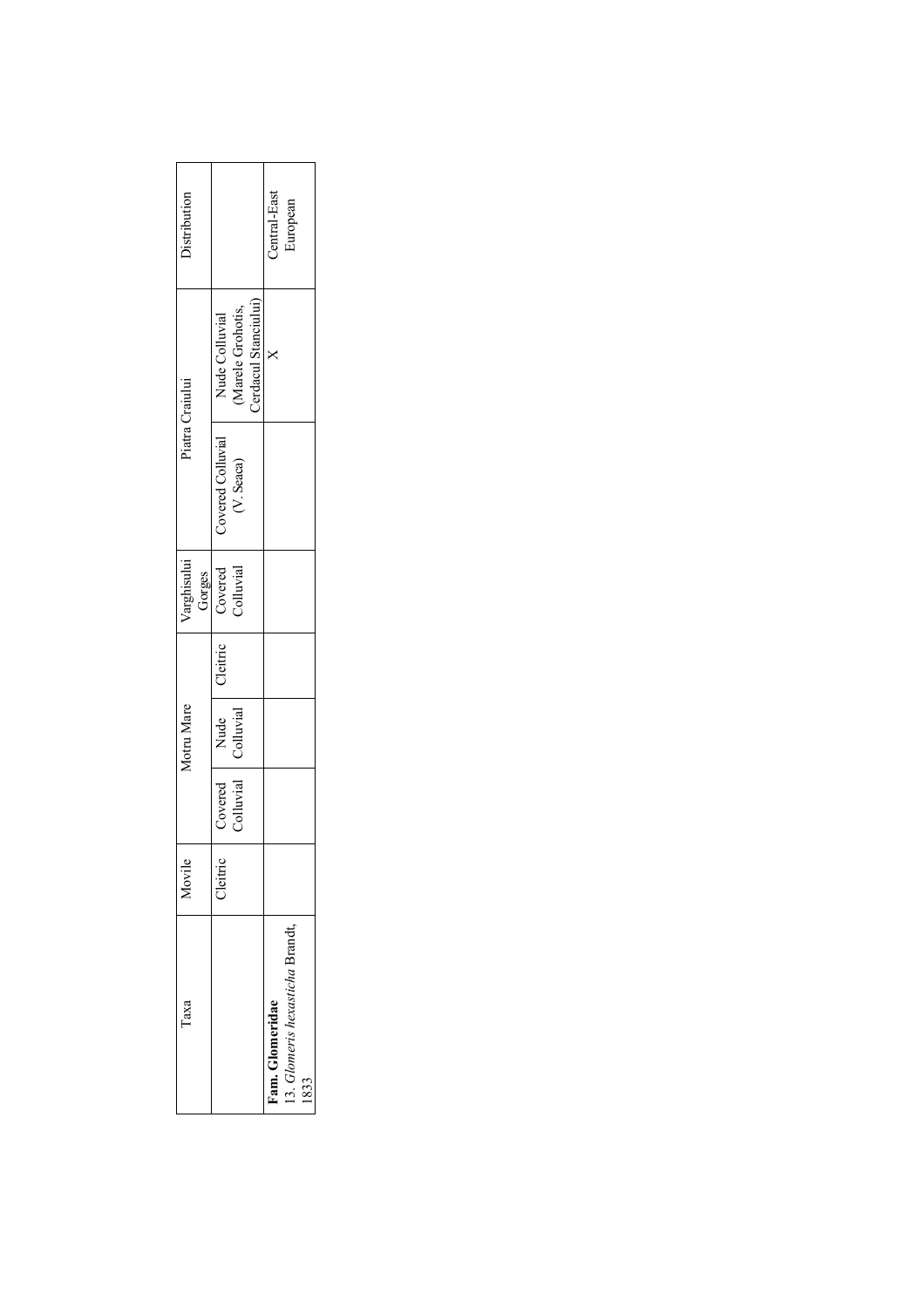| Taxa | Movile | Motru Mare | | | Varghisului Gorges | Piatra Craiului | | Distribution |
|---|---|---|---|---|---|---|---|---|
| | Cleitric | Covered Colluvial | Nude Colluvial | Cleitric | Covered Colluvial | Covered Colluvial (V. Seaca) | Nude Colluvial (Marele Grohotis, Cerdacul Stanciului) | |
| **Fam. Glomeridae** 13. *Glomeris hexasticha* Brandt, 1833 | | | | | | | X | Central-East European |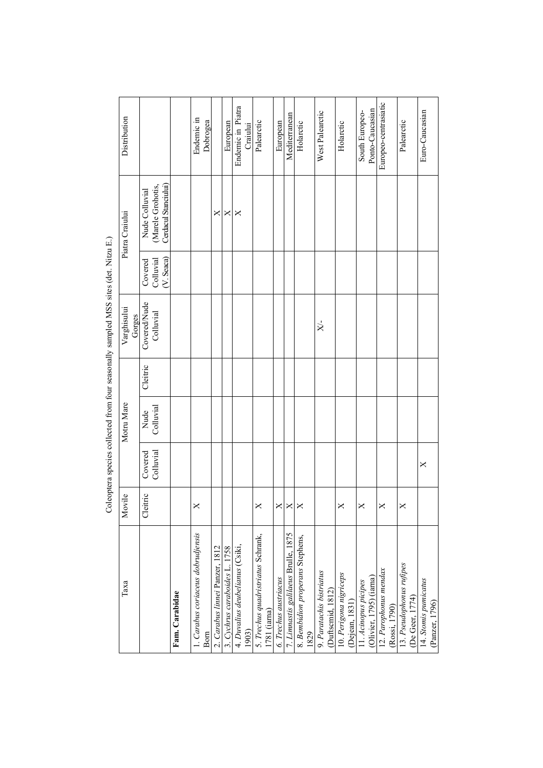Coleoptera species collected from four seasonally sampled MSS sites (det. Nitzu E.)

| Taxa | Movile | Motru Mare | | | Varghisului Gorges | Piatra Craiului | | Distribution |
|---|---|---|---|---|---|---|---|---|
| | Cleitric | Covered Colluvial | Nude Colluvial | Cleitric | Covered/Nude Colluvial | Covered Colluvial (V. Seaca) | Nude Colluvial (Marele Grohotis, Cerdacul Stanciului) | |
| **Fam. Carabidae** | | | | | | | | |
| 1. *Carabus coriaceus dobrudjensis* Born | X | | | | | | | Endemic in Dobrogea |
| 2. *Carabus linnei* Panzer, 1812 | | | | | | | X | |
| 3. *Cychrus caraboides* L. 1758 | | | | | | | X | European |
| 4. *Duvalius deubelianus* (Csiki, 1903) | | | | | | | X | Endemic in Piatra Craiului |
| 5. *Trechus quadristriatus* Schrank, 1781 (iarna) | X | | | | | | | Palearctic |
| 6. *Trechus austriacus* | X | | | | | | | European |
| 7. *Limnastis galilaeus* Brulle, 1875 | X | | | | | | | Mediterranean |
| 8. *Bembidion properans* Stephens, 1829 | X | | | | | | | Holarctic |
| 9. *Paratachis bistriatus* (Duftscmid, 1812) | | | | | X/- | | | West Palearctic |
| 10. *Perigona nigriceps* (Dejean, 1831) | X | | | | | | | Holarctic |
| 11. *Acinopus picipes* (Olivier, 1795) (iarna) | X | | | | | | | South Europeo-Ponto-Caucasian |
| 12. *Parophonus mendax* (Rossi, 1790) | X | | | | | | | Europeo-centrasiatic |
| 13. *Pseudophonus rufipes* (De Geer, 1774) | X | | | | | | | Palearctic |
| 14. *Stomis pumicatus* (Panzer, 1796) | | X | | | | | | Euro-Caucasian |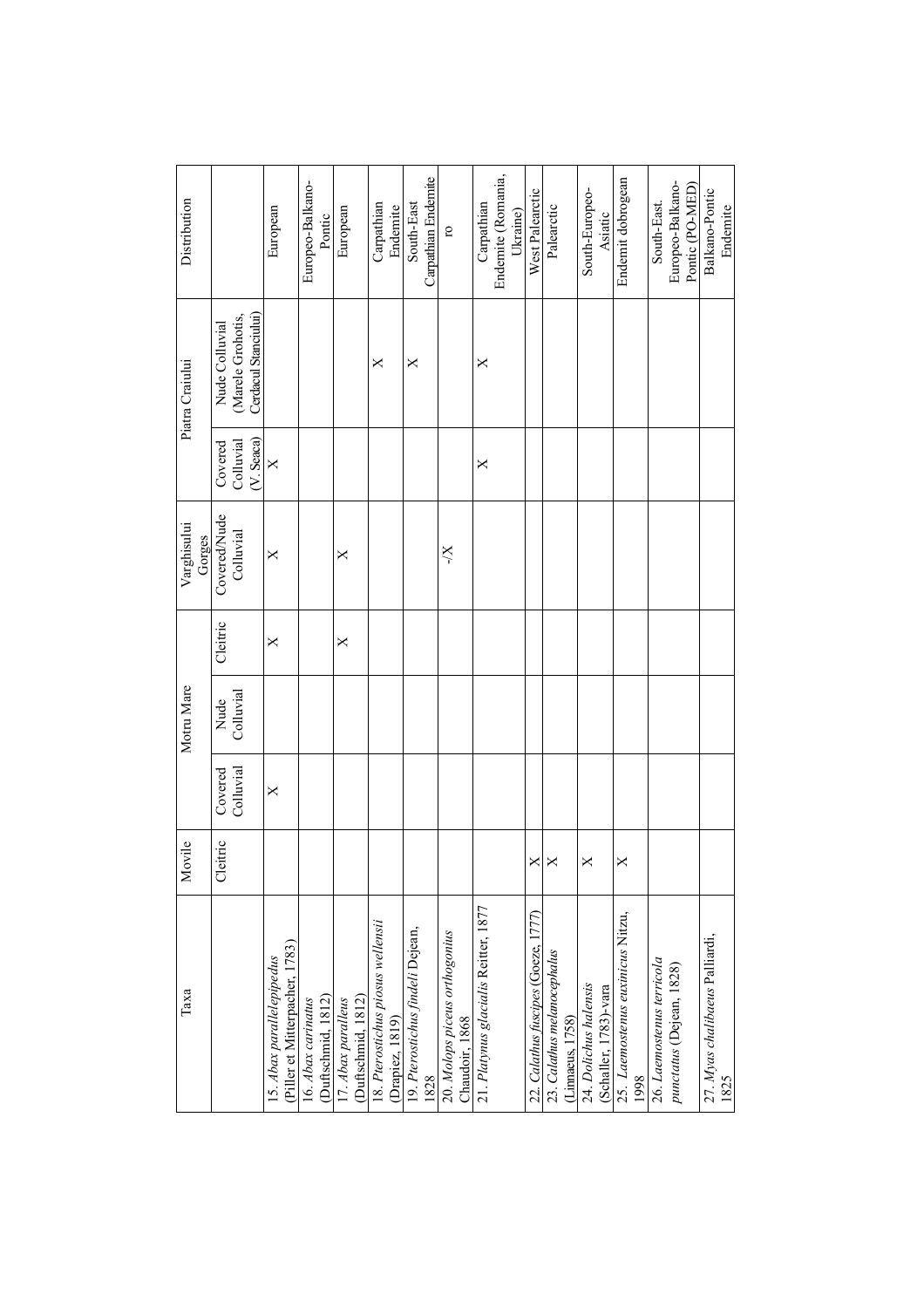| Taxa | Movile | Motru Mare | | | Varghisului Gorges | Piatra Craiului | | Distribution |
|---|---|---|---|---|---|---|---|---|
| | Cleitric | Covered Colluvial | Nude Colluvial | Cleitric | Covered/Nude Colluvial | Covered Colluvial (V. Seaca) | Nude Colluvial (Marele Grohotis, Cerdacul Stanciului) | |
| 15. *Abax parallelepipedus* (Piller et Mitterpacher, 1783) | | X | | X | X | X | | European |
| 16. *Abax carinatus* (Duftschmid, 1812) | | | | | | | | Europeo-Balkano-Pontic |
| 17. *Abax paralleus* (Duftschmid, 1812) | | | | X | X | | | European |
| 18. *Pterostichus piosus wellensii* (Drapiez, 1819) | | | | | | | X | Carpathian Endemite |
| 19. *Pterostichus findeli* Dejean, 1828 | | | | | | | X | South-East Carpathian Endemite |
| 20. *Molops piceus orthogonius* Chaudoir, 1868 | | | | | -/X | | | ro |
| 21. *Platynus glacialis* Reitter, 1877 | | | | | | X | X | Carpathian Endemite (Romania, Ukraine) |
| 22. *Calathus fuscipes* (Goeze, 1777) | X | | | | | | | West Palearctic |
| 23. *Calathus melanocephalus* (Linnaeus, 1758) | X | | | | | | | Palearctic |
| 24. *Dolichus halensis* (Schaller, 1783)-vara | X | | | | | | | South-Europeo-Asiatic |
| 25. *Laemostenus euxinicus* Nitzu, 1998 | X | | | | | | | Endemit dobrogean |
| 26. *Laemostenus terricola punctatus* (Dejean, 1828) | | | | | | | | South-East. Europeo-Balkano-Pontic (PO-MED) |
| 27. *Myas chalibaeus* Palliardi, 1825 | | | | | | | | Balkano-Pontic Endemite |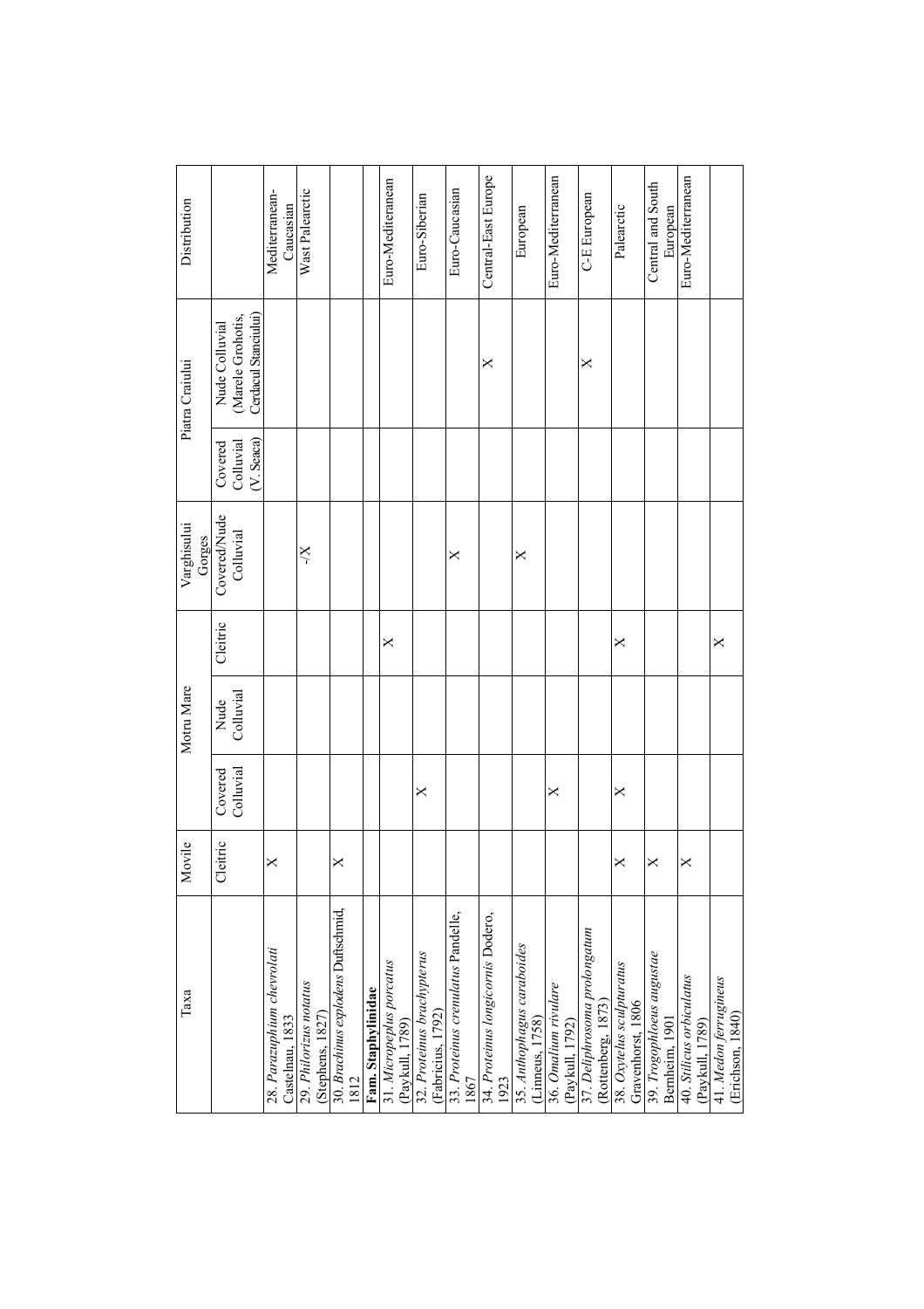| Taxa | Movile | Motru Mare | | | Varghisului Gorges | Piatra Craiului | | Distribution |
|---|---|---|---|---|---|---|---|---|
| | Cleitric | Covered Colluvial | Nude Colluvial | Cleitric | Covered/Nude Colluvial | Covered Colluvial (V. Seaca) | Nude Colluvial (Marele Grohotis, Cerdacul Stanciului) | |
| 28. *Parazuphium chevrolati* Castelnau, 1833 | X | | | | | | | Mediterranean-Caucasian |
| 29. *Philorizus notatus* (Stephens, 1827) | | | | | -/X | | | Wast Palearctic |
| 30. *Brachinus explodens* Duftschmid, 1812 | X | | | | | | | |
| **Fam. Staphylinidae** | | | | | | | | |
| 31. *Micropeplus porcatus* (Paykull, 1789) | | | | X | | | | Euro-Mediterranean |
| 32. *Proteinus brachypterus* (Fabricius, 1792) | | X | | | | | | Euro-Siberian |
| 33. *Proteinus crenulatus* Pandelle, 1867 | | | | | X | | | Euro-Caucasian |
| 34. *Proteinus longicornis* Dodero, 1923 | | | | | | | X | Central-East Europe |
| 35. *Anthophagus caraboides* (Linneus, 1758) | | | | | X | | | European |
| 36. *Omalium rivulare* (Paykull, 1792) | | X | | | | | | Euro-Mediterranean |
| 37. *Deliphrosoma prolongatum* (Rottenberg, 1873) | | | | | | | X | C-E European |
| 38. *Oxytelus sculpturatus* Gravenhorst, 1806 | X | X | | X | | | | Palearctic |
| 39. *Trogophloeus augustae* Bernheim, 1901 | X | | | | | | | Central and South European |
| 40. *Stilicus orbiculatus* (Paykull, 1789) | X | | | | | | | Euro-Mediterranean |
| 41. *Medon ferrugineus* (Erichson, 1840) | | | | X | | | | |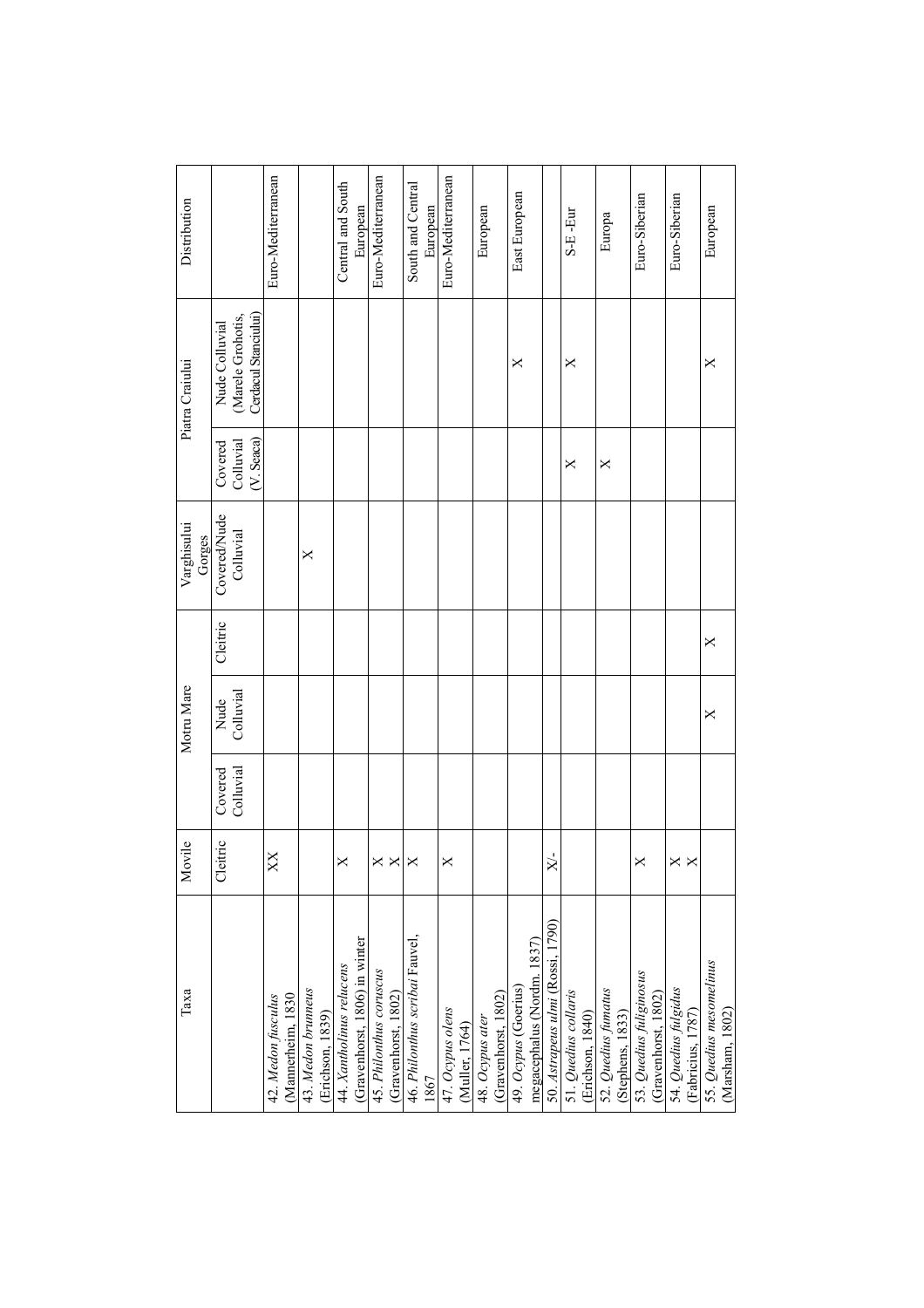| Taxa | Movile | Motru Mare | | | Varghisului Gorges | Piatra Craiului | | Distribution |
|---|---|---|---|---|---|---|---|---|
| | Cleitric | Covered Colluvial | Nude Colluvial | Cleitric | Covered/Nude Colluvial | Covered Colluvial (V. Seaca) | Nude Colluvial (Marele Grohotis, Cerdacul Stanciului) | |
| 42. *Medon fusculus* (Mannerheim, 1830 | XX | | | | | | | Euro-Mediterranean |
| 43. *Medon brunneus* (Erichson, 1839) | | | | | X | | | |
| 44. *Xantholinus relucens* (Gravenhorst, 1806) in winter | X | | | | | | | Central and South European |
| 45. *Philonthus coruscus* (Gravenhorst, 1802) | X X | | | | | | | Euro-Mediterranean |
| 46. *Philonthus scribai* Fauvel, 1867 | X | | | | | | | South and Central European |
| 47. *Ocypus olens* (Muller, 1764) | X | | | | | | | Euro-Mediterranean |
| 48. *Ocypus ater* (Gravenhorst, 1802) | | | | | | | | European |
| 49. *Ocypus* (Goerius) megacephalus (Nordm. 1837) | | | | | | | X | East European |
| 50. *Astrapeus ulmi* (Rossi, 1790) | X/- | | | | | | | |
| 51. *Quedius collaris* (Erichson, 1840) | | | | | | X | X | S-E -Eur |
| 52. *Quedius fumatus* (Stephens, 1833) | | | | | | X | | Europa |
| 53. *Quedius fuliginosus* (Gravenhorst, 1802) | X | | | | | | | Euro-Siberian |
| 54. *Quedius fulgidus* (Fabricius, 1787) | X X | | | | | | | Euro-Siberian |
| 55. *Quedius mesomelinus* (Marsham, 1802) | | | X | X | | | X | European |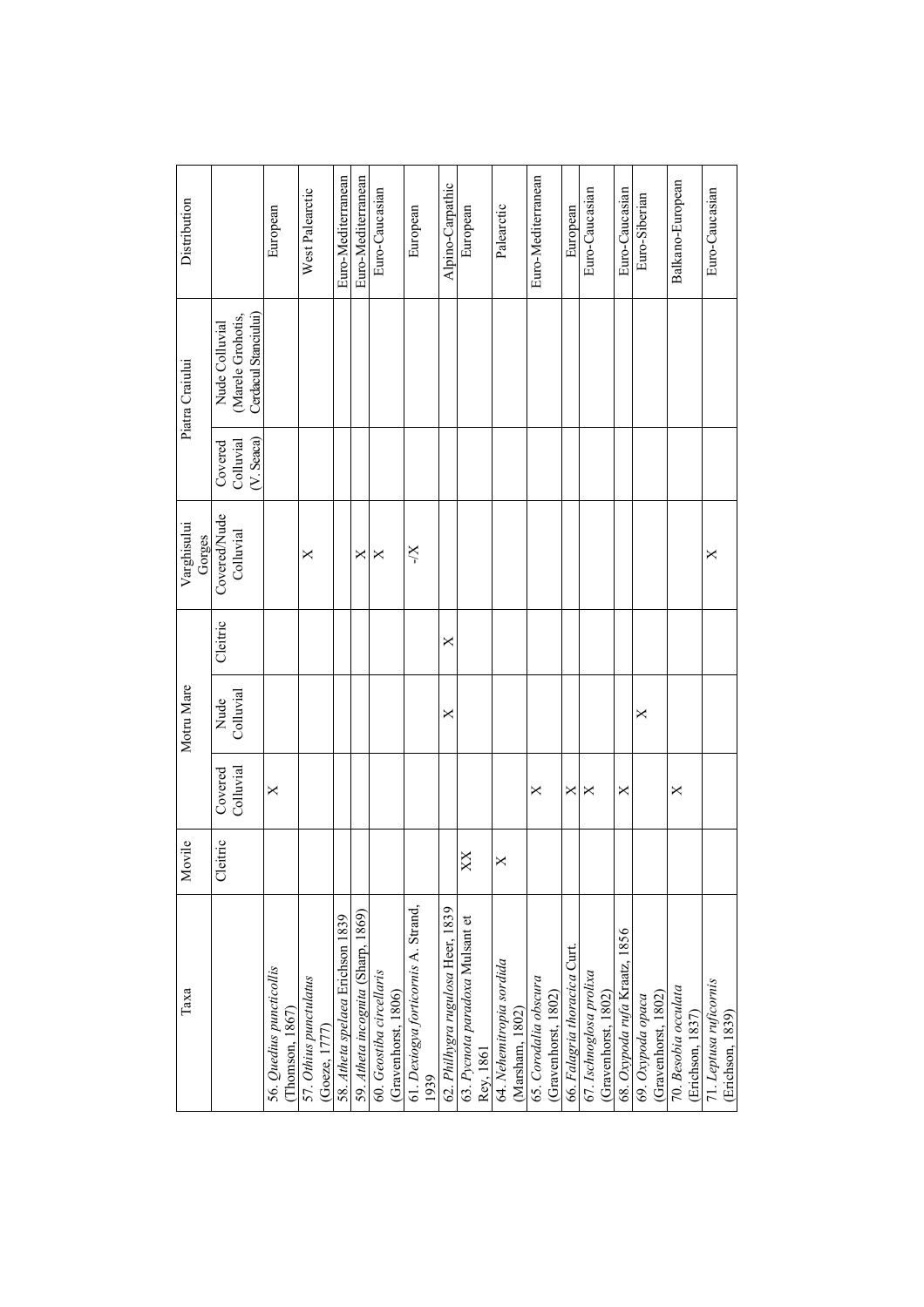| Taxa | Movile | Motru Mare | | | Varghisului Gorges | Piatra Craiului | | Distribution |
|---|---|---|---|---|---|---|---|---|
| | Cleitric | Covered Colluvial | Nude Colluvial | Cleitric | Covered/Nude Colluvial | Covered Colluvial (V. Seaca) | Nude Colluvial (Marele Grohotis, Cerdacul Stanciului) | |
| 56. *Quedius puncticollis* (Thomson, 1867) | | X | | | | | | European |
| 57. *Othius punctulatus* (Goeze, 1777) | | | | | X | | | West Palearctic |
| 58. *Atheta spelaea* Erichson 1839 | | | | | | | | Euro-Mediterranean |
| 59. *Atheta incognita* (Sharp, 1869) | | | | | X | | | Euro-Mediterranean |
| 60. *Geostiba circellaris* (Gravenhorst, 1806) | | | | | X | | | Euro-Caucasian |
| 61. *Dexiogya forticornis* A. Strand, 1939 | | | | | -/X | | | European |
| 62. *Philhygra rugulosa* Heer, 1839 | | | X | X | | | | Alpino-Carpathic |
| 63. *Pycnota paradoxa* Mulsant et Rey, 1861 | XX | | | | | | | European |
| 64. *Nehemitropia sordida* (Marsham, 1802) | X | | | | | | | Palearctic |
| 65. *Corodalia obscura* (Gravenhorst, 1802) | | X | | | | | | Euro-Mediterranean |
| 66. *Falagria thoracica* Curt. | | X | | | | | | European |
| 67. *Ischnoglosa prolixa* (Gravenhorst, 1802) | | X | | | | | | Euro-Caucasian |
| 68. *Oxypoda rufa* Kraatz, 1856 | | X | | | | | | Euro-Caucasian |
| 69. *Oxypoda opaca* (Gravenhorst, 1802) | | | X | | | | | Euro-Siberian |
| 70. *Besobia occulata* (Erichson, 1837) | | X | | | | | | Balkano-European |
| 71. *Leptusa ruficornis* (Erichson, 1839) | | | | | X | | | Euro-Caucasian |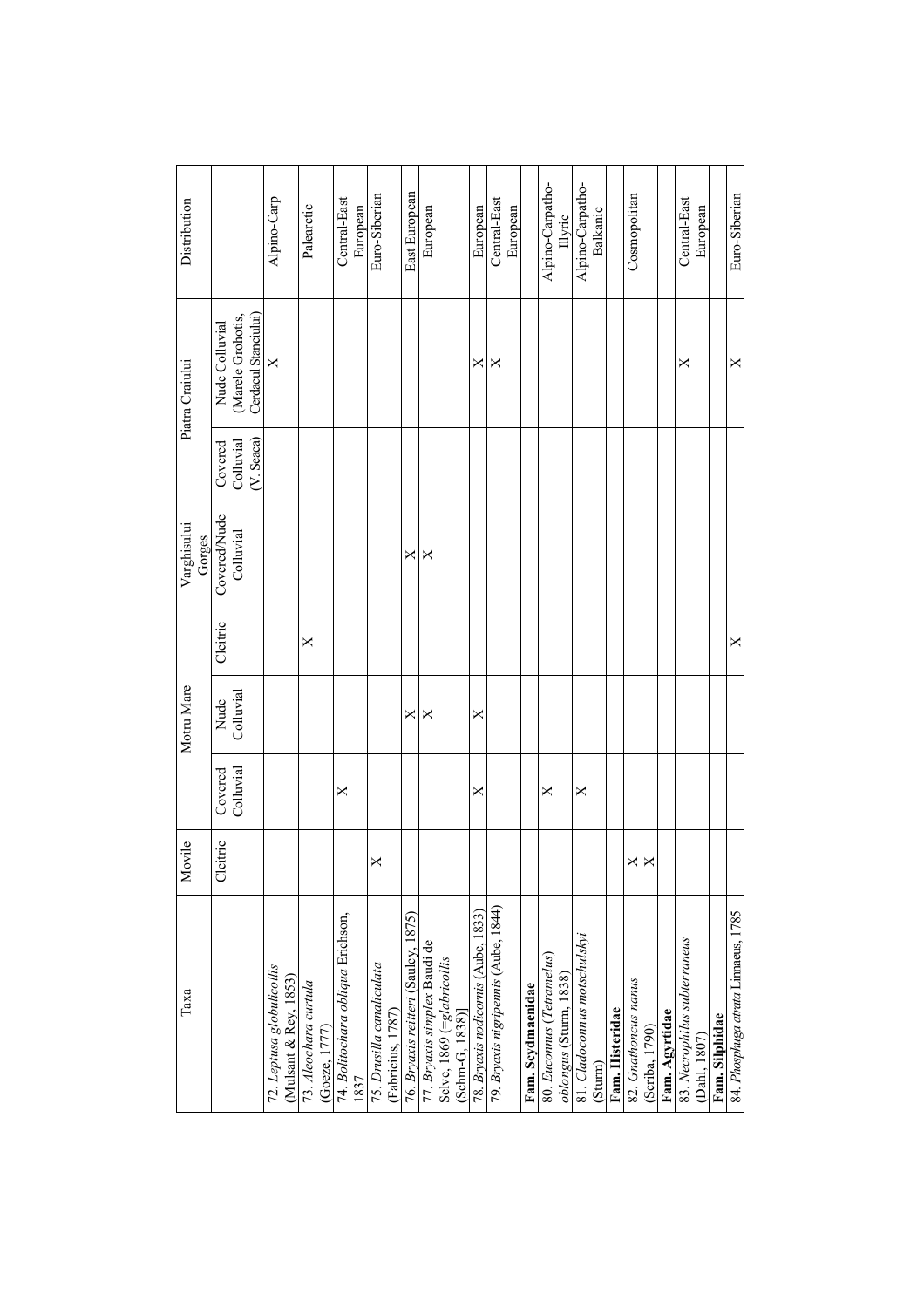| Taxa | Movile | Motru Mare | | | Varghisului Gorges | Piatra Craiului | | Distribution |
|---|---|---|---|---|---|---|---|---|
| | Cleitric | Covered Colluvial | Nude Colluvial | Cleitric | Covered/Nude Colluvial | Covered Colluvial (V. Seaca) | Nude Colluvial (Marele Grohotis, Cerdacul Stanciului) | |
| 72. *Leptusa globulicollis* (Mulsant & Rey, 1853) | | | | | | | X | Alpino-Carp |
| 73. *Aleochara curtula* (Goeze, 1777) | | | | X | | | | Palearctic |
| 74. *Bolitochara obliqua* Erichson, 1837 | | X | | | | | | Central-East European |
| 75. *Drusilla canaliculata* (Fabricius, 1787) | X | | | | | | | Euro-Siberian |
| 76. *Bryaxis reitteri* (Saulcy, 1875) | | | X | | X | | | East European |
| 77. *Bryaxis simplex* Baudi de Selve, 1869 (=*glabricollis* (Schm-G, 1838)] | | | X | | X | | | European |
| 78. *Bryaxis nodicornis* (Aube, 1833) | | X | X | | | | X | European |
| 79. *Bryaxis nigripennis* (Aube, 1844) | | | | | | | X | Central-East European |
| **Fam. Scydmaenidae** | | | | | | | | |
| 80. *Euconnus* (*Tetramelus*) *oblongus* (Sturm, 1838) | | X | | | | | | Alpino-Carpatho-Illyric |
| 81. *Cladoconnus motschulskyi* (Sturm) | | X | | | | | | Alpino-Carpatho-Balkanic |
| **Fam. Histeridae** | | | | | | | | |
| 82. *Gnathoncus nanus* (Scriba, 1790) | X X | | | | | | | Cosmopolitan |
| **Fam. Agyrtidae** | | | | | | | | |
| 83. *Necrophilus subterraneus* (Dahl, 1807) | | | | | | | X | Central-East European |
| **Fam. Silphidae** | | | | | | | | |
| 84. *Phosphuga atrata* Linnaeus, 1785 | | | | X | | | X | Euro-Siberian |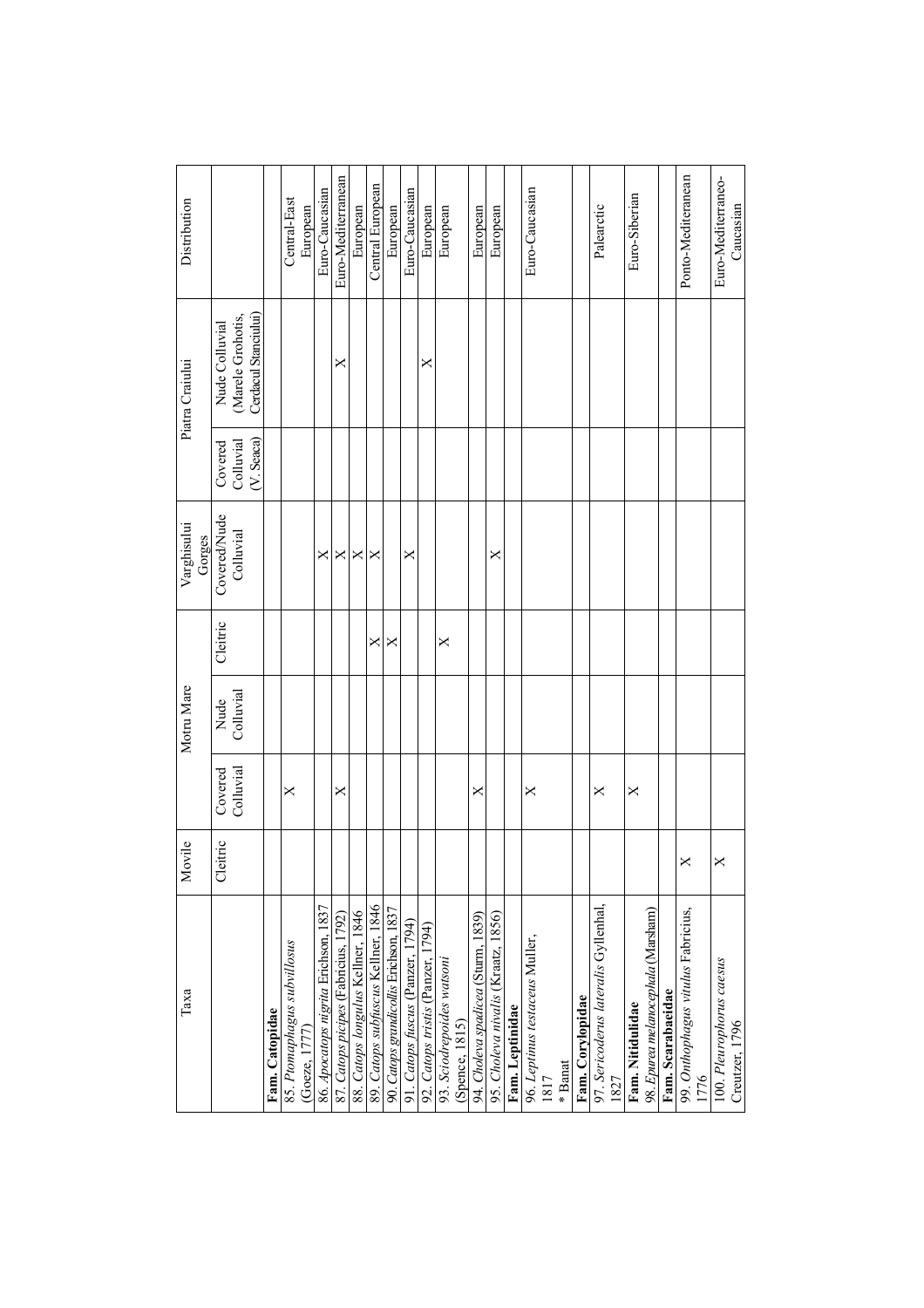| Taxa | Movile | Motru Mare | | | Varghisului Gorges | Piatra Craiului | | Distribution |
|---|---|---|---|---|---|---|---|---|
| | Cleitric | Covered Colluvial | Nude Colluvial | Cleitric | Covered/Nude Colluvial | Covered Colluvial (V. Seaca) | Nude Colluvial (Marele Grohotis, Cerdacul Stanciului) | |
| **Fam. Catopidae** | | | | | | | | |
| 85. *Ptomaphagus subvillosus* (Goeze, 1777) | | X | | | | | | Central-East European |
| 86. *Apocatops nigrita* Erichson, 1837 | | | | | X | | | Euro-Caucasian |
| 87. *Catops picipes* (Fabricius, 1792) | | X | | | X | | X | Euro-Mediterranean |
| 88. *Catops longulus* Kellner, 1846 | | | | | X | | | European |
| 89. *Catops subfuscus* Kellner, 1846 | | | | X | X | | | Central European |
| 90. *Catops grandicollis* Erichson, 1837 | | | | X | | | | European |
| 91. *Catops fuscus* (Panzer, 1794) | | | | | X | | | Euro-Caucasian |
| 92. *Catops tristis* (Panzer, 1794) | | | | | | | X | European |
| 93. *Sciodrepoides watsoni* (Spence, 1815) | | | | X | | | | European |
| 94. *Choleva spadicea* (Sturm, 1839) | | X | | | | | | European |
| 95. *Choleva nivalis* (Kraatz, 1856) | | | | | X | | | European |
| **Fam. Leptinidae** | | | | | | | | |
| 96. *Leptinus testaceus* Muller, 1817 * Banat | | X | | | | | | Euro-Caucasian |
| **Fam. Corylopidae** | | | | | | | | |
| 97. *Sericoderus lateralis* Gyllenhal, 1827 | | X | | | | | | Palearctic |
| **Fam. Nitidulidae** | | | | | | | | |
| 98. *Epurea melanocephala* (Marsham) | | X | | | | | | Euro-Siberian |
| **Fam. Scarabaeidae** | | | | | | | | |
| 99. *Onthophagus vitulus* Fabricius, 1776 | X | | | | | | | Ponto-Mediterranean |
| 100. *Pleurophorus caesus* Creutzer, 1796 | X | | | | | | | Euro-Mediterraneo-Caucasian |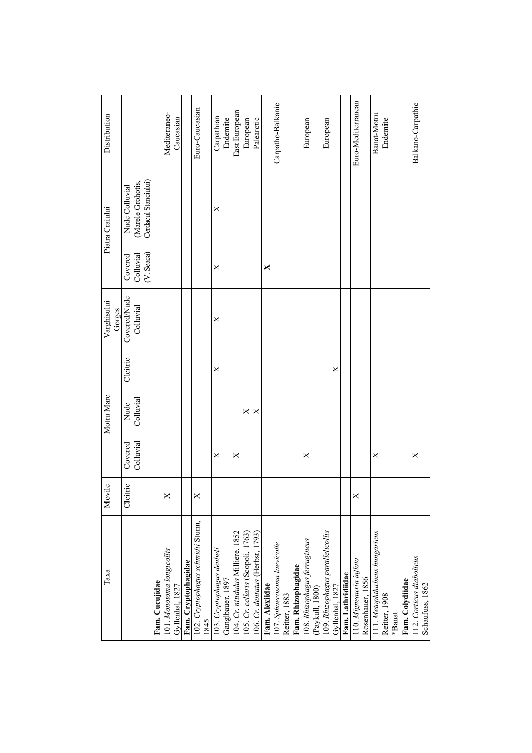| Taxa | Movile | Motru Mare | | | Varghisului Gorges | Piatra Craiului | | Distribution |
|---|---|---|---|---|---|---|---|---|
| | Cleitric | Covered Colluvial | Nude Colluvial | Cleitric | Covered/Nude Colluvial | Covered Colluvial (V. Seaca) | Nude Colluvial (Marele Grohotis, Cerdacul Stanciului) | |
| **Fam. Cucujidae** | | | | | | | | |
| 101. *Monotoma longicollis* Gyllenhal, 1827 | X | | | | | | | Mediteraneo-Caucasian |
| **Fam. Cryptophagidae** | | | | | | | | |
| 102. *Cryptophagus schmidti* Sturm, 1845 | X | | | | | | | Euro-Caucasian |
| 103. *Cryptophagus deubeli* Ganglbauer, 1897 | | X | | X | X | X | X | Carpathian Endemite |
| 104. *Cr. nitidulus* Milliere, 1852 | | X | | | | | | East European |
| 105. *Cr. cellaris* (Scopoli, 1763) | | | X | | | | | European |
| 106. *Cr. dentatus* (Herbst, 1793) | | | X | | | | | Palearctic |
| **Fam. Alexiidae** | | | | | | | | |
| 107. *Sphaerosoma laevicolle* Reitter, 1883 | | | | | | **X** | | Carpatho-Balkanic |
| **Fam. Rhizophagidae** | | | | | | | | |
| 108. *Rhizophagus ferrugineus* (Paykull, 1800) | | X | | | | | | European |
| 109. *Rhizophagus parallelicollis* Gyllenhal, 1827 | | | | X | | | | European |
| **Fam. Lathridiidae** | | | | | | | | |
| 110. *Migneauxia inflata* Rosenhauer, 1856 | X | | | | | | | Euro-Mediterranean |
| 111. *Metophthalmus hungaricus* Reitter, 1908 *Banat | | X | | | | | | Banat-Motru Endemite |
| **Fam. Colydiidae** | | | | | | | | |
| 112. *Corticus diabolicus* Schaufuss, 1862 | | X | | | | | | Balkano-Carpathic |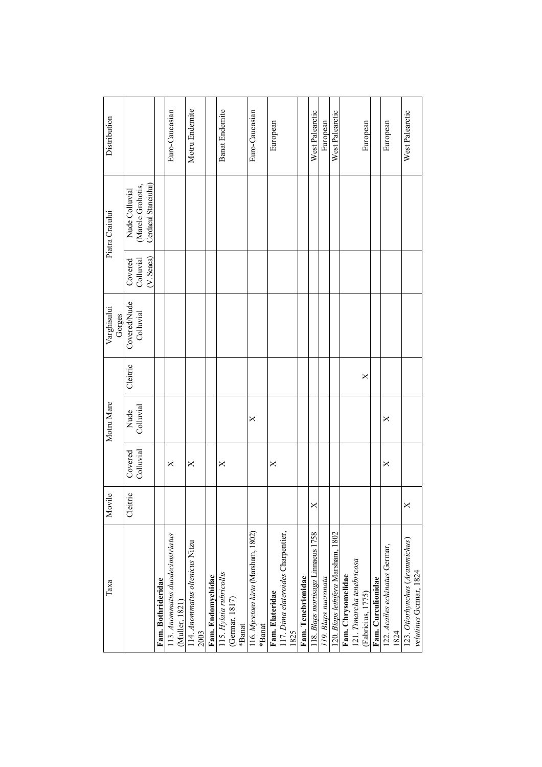| Taxa | Movile | Motru Mare | | | Varghisului Gorges | Piatra Craiului | | Distribution |
|---|---|---|---|---|---|---|---|---|
| | Cleitric | Covered Colluvial | Nude Colluvial | Cleitric | Covered/Nude Colluvial | Covered Colluvial (V. Seaca) | Nude Colluvial (Marele Grohotis, Cerdacul Stanciului) | |
| **Fam. Bothrideridae** | | | | | | | | |
| 113. *Anommatus duodecimstriatus* (Muller, 1821) | | X | | | | | | Euro-Caucasian |
| 114. *Anommatus oltenicus* Nitzu 2003 | | X | | | | | | Motru Endemite |
| **Fam. Endomychidae** | | | | | | | | |
| 115. *Hylaia rubricollis* (Germar, 1817) *Banat | | X | | | | | | Banat Endemite |
| 116. *Mycetaea hirta* (Marsham, 1802) *Banat | | | X | | | | | Euro-Caucasian |
| **Fam. Elateridae** | | | | | | | | |
| 117. *Dima elateroides* Charpentier, 1825 | | X | | | | | | European |
| **Fam. Tenebrionidae** | | | | | | | | |
| 118. *Blaps mortisaga* Linnaeus 1758 | X | | | | | | | West Palearctic |
| 119. *Blaps mucronata* | | | | | | | | European |
| 120. *Blaps lethifera* Marsham, 1802 | | | | | | | | West Palearctic |
| **Fam. Chrysomelidae** | | | | | | | | |
| 121. *Timarcha tenebricosa* (Fabricius, 1775) | | | | X | | | | European |
| **Fam. Curculionidae** | | | | | | | | |
| 122. *Acalles echinatus* Germar, 1824 | | X | X | | | | | European |
| 123. *Otiorhynchus* (*Arammichus*) *velutinus* Germar, 1824 | X | | | | | | | West Palearctic |